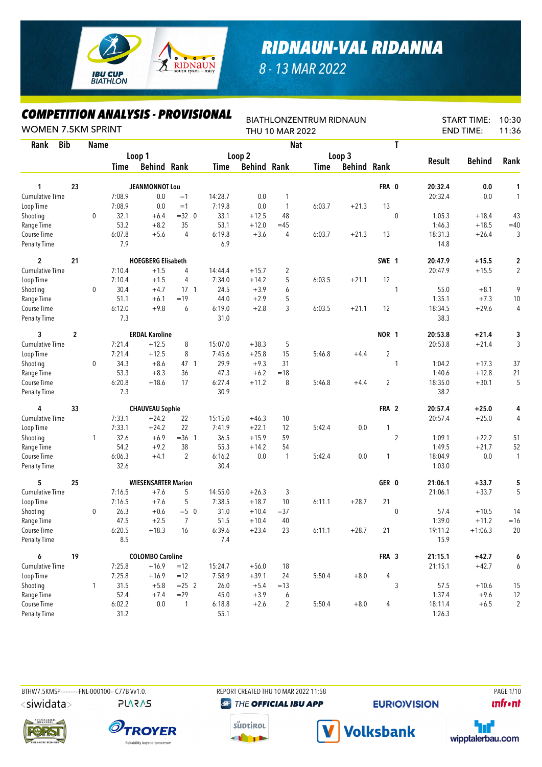# RIDNAUN-VAL RIDANNA

8 - 13 MAR 2022

## COMPETITION ANALYSIS - PROVISIONAL

WOMEN 7.5KM SPRINT

BIATHLONZENTRUM RIDNAUN
THU 10 MAR 2022

START TIME: 10:30
END TIME: 11:36

| Rank | Bib | Name | | Loop 1 Time | Loop 1 Behind | Loop 1 Rank | | Loop 2 Time | Loop 2 Behind | Loop 2 Rank | Loop 3 Time | Loop 3 Behind | Loop 3 Rank | Nat | T | Result | Behind | Rank |
|---|---|---|---|---|---|---|---|---|---|---|---|---|---|---|---|---|---|---|
| 1 | 23 | JEANMONNOT Lou | | | | | | | | | | | | FRA | 0 | 20:32.4 | 0.0 | 1 |
| Cumulative Time | | | | 7:08.9 | 0.0 | =1 | | 14:28.7 | 0.0 | 1 | | | | | | 20:32.4 | 0.0 | 1 |
| Loop Time | | | | 7:08.9 | 0.0 | =1 | | 7:19.8 | 0.0 | 1 | 6:03.7 | +21.3 | 13 | | | | | |
| Shooting | | | 0 | 32.1 | +6.4 | =32 | 0 | 33.1 | +12.5 | 48 | | | | | 0 | 1:05.3 | +18.4 | 43 |
| Range Time | | | | 53.2 | +8.2 | 35 | | 53.1 | +12.0 | =45 | | | | | | 1:46.3 | +18.5 | =40 |
| Course Time | | | | 6:07.8 | +5.6 | 4 | | 6:19.8 | +3.6 | 4 | 6:03.7 | +21.3 | 13 | | | 18:31.3 | +26.4 | 3 |
| Penalty Time | | | | 7.9 | | | | 6.9 | | | | | | | | 14.8 | | |
| 2 | 21 | HOEGBERG Elisabeth | | | | | | | | | | | | SWE | 1 | 20:47.9 | +15.5 | 2 |
| Cumulative Time | | | | 7:10.4 | +1.5 | 4 | | 14:44.4 | +15.7 | 2 | | | | | | 20:47.9 | +15.5 | 2 |
| Loop Time | | | | 7:10.4 | +1.5 | 4 | | 7:34.0 | +14.2 | 5 | 6:03.5 | +21.1 | 12 | | | | | |
| Shooting | | | 0 | 30.4 | +4.7 | 17 | 1 | 24.5 | +3.9 | 6 | | | | | 1 | 55.0 | +8.1 | 9 |
| Range Time | | | | 51.1 | +6.1 | =19 | | 44.0 | +2.9 | 5 | | | | | | 1:35.1 | +7.3 | 10 |
| Course Time | | | | 6:12.0 | +9.8 | 6 | | 6:19.0 | +2.8 | 3 | 6:03.5 | +21.1 | 12 | | | 18:34.5 | +29.6 | 4 |
| Penalty Time | | | | 7.3 | | | | 31.0 | | | | | | | | 38.3 | | |
| 3 | 2 | ERDAL Karoline | | | | | | | | | | | | NOR | 1 | 20:53.8 | +21.4 | 3 |
| Cumulative Time | | | | 7:21.4 | +12.5 | 8 | | 15:07.0 | +38.3 | 5 | | | | | | 20:53.8 | +21.4 | 3 |
| Loop Time | | | | 7:21.4 | +12.5 | 8 | | 7:45.6 | +25.8 | 15 | 5:46.8 | +4.4 | 2 | | | | | |
| Shooting | | | 0 | 34.3 | +8.6 | 47 | 1 | 29.9 | +9.3 | 31 | | | | | 1 | 1:04.2 | +17.3 | 37 |
| Range Time | | | | 53.3 | +8.3 | 36 | | 47.3 | +6.2 | =18 | | | | | | 1:40.6 | +12.8 | 21 |
| Course Time | | | | 6:20.8 | +18.6 | 17 | | 6:27.4 | +11.2 | 8 | 5:46.8 | +4.4 | 2 | | | 18:35.0 | +30.1 | 5 |
| Penalty Time | | | | 7.3 | | | | 30.9 | | | | | | | | 38.2 | | |
| 4 | 33 | CHAUVEAU Sophie | | | | | | | | | | | | FRA | 2 | 20:57.4 | +25.0 | 4 |
| Cumulative Time | | | | 7:33.1 | +24.2 | 22 | | 15:15.0 | +46.3 | 10 | | | | | | 20:57.4 | +25.0 | 4 |
| Loop Time | | | | 7:33.1 | +24.2 | 22 | | 7:41.9 | +22.1 | 12 | 5:42.4 | 0.0 | 1 | | | | | |
| Shooting | | | 1 | 32.6 | +6.9 | =36 | 1 | 36.5 | +15.9 | 59 | | | | | 2 | 1:09.1 | +22.2 | 51 |
| Range Time | | | | 54.2 | +9.2 | 38 | | 55.3 | +14.2 | 54 | | | | | | 1:49.5 | +21.7 | 52 |
| Course Time | | | | 6:06.3 | +4.1 | 2 | | 6:16.2 | 0.0 | 1 | 5:42.4 | 0.0 | 1 | | | 18:04.9 | 0.0 | 1 |
| Penalty Time | | | | 32.6 | | | | 30.4 | | | | | | | | 1:03.0 | | |
| 5 | 25 | WIESENSARTER Marion | | | | | | | | | | | | GER | 0 | 21:06.1 | +33.7 | 5 |
| Cumulative Time | | | | 7:16.5 | +7.6 | 5 | | 14:55.0 | +26.3 | 3 | | | | | | 21:06.1 | +33.7 | 5 |
| Loop Time | | | | 7:16.5 | +7.6 | 5 | | 7:38.5 | +18.7 | 10 | 6:11.1 | +28.7 | 21 | | | | | |
| Shooting | | | 0 | 26.3 | +0.6 | =5 | 0 | 31.0 | +10.4 | =37 | | | | | 0 | 57.4 | +10.5 | 14 |
| Range Time | | | | 47.5 | +2.5 | 7 | | 51.5 | +10.4 | 40 | | | | | | 1:39.0 | +11.2 | =16 |
| Course Time | | | | 6:20.5 | +18.3 | 16 | | 6:39.6 | +23.4 | 23 | 6:11.1 | +28.7 | 21 | | | 19:11.2 | +1:06.3 | 20 |
| Penalty Time | | | | 8.5 | | | | 7.4 | | | | | | | | 15.9 | | |
| 6 | 19 | COLOMBO Caroline | | | | | | | | | | | | FRA | 3 | 21:15.1 | +42.7 | 6 |
| Cumulative Time | | | | 7:25.8 | +16.9 | =12 | | 15:24.7 | +56.0 | 18 | | | | | | 21:15.1 | +42.7 | 6 |
| Loop Time | | | | 7:25.8 | +16.9 | =12 | | 7:58.9 | +39.1 | 24 | 5:50.4 | +8.0 | 4 | | | | | |
| Shooting | | | 1 | 31.5 | +5.8 | =25 | 2 | 26.0 | +5.4 | =13 | | | | | 3 | 57.5 | +10.6 | 15 |
| Range Time | | | | 52.4 | +7.4 | =29 | | 45.0 | +3.9 | 6 | | | | | | 1:37.4 | +9.6 | 12 |
| Course Time | | | | 6:02.2 | 0.0 | 1 | | 6:18.8 | +2.6 | 2 | 5:50.4 | +8.0 | 4 | | | 18:11.4 | +6.5 | 2 |
| Penalty Time | | | | 31.2 | | | | 55.1 | | | | | | | | 1:26.3 | | |

BTHW7.5KMSP----------FNL-000100-- C77B Vv1.0. REPORT CREATED THU 10 MAR 2022 11:58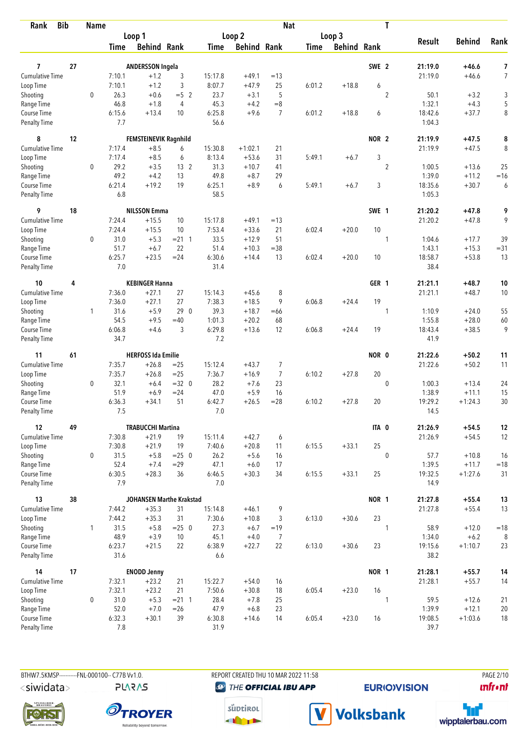| Rank | Bib | Name | | | | | | | Nat | | | T | | | |
|---|---|---|---|---|---|---|---|---|---|---|---|---|---|---|---|
| | | | Loop 1 | | | Loop 2 | | | Loop 3 | | | | Result | Behind | Rank |
| | | | Time | Behind | Rank | Time | Behind | Rank | Time | Behind | Rank | | | | |
| **7** | **27** | **ANDERSSON Ingela** | | | | | | | | | **SWE** | **2** | **21:19.0** | **+46.6** | **7** |
| Cumulative Time | | | 7:10.1 | +1.2 | 3 | 15:17.8 | +49.1 | =13 | | | | | 21:19.0 | +46.6 | 7 |
| Loop Time | | | 7:10.1 | +1.2 | 3 | 8:07.7 | +47.9 | 25 | 6:01.2 | +18.8 | 6 | | | | |
| Shooting | | 0 | 26.3 | +0.6 | =5 2 | 23.7 | +3.1 | 5 | | | | 2 | 50.1 | +3.2 | 3 |
| Range Time | | | 46.8 | +1.8 | 4 | 45.3 | +4.2 | =8 | | | | | 1:32.1 | +4.3 | 5 |
| Course Time | | | 6:15.6 | +13.4 | 10 | 6:25.8 | +9.6 | 7 | 6:01.2 | +18.8 | 6 | | 18:42.6 | +37.7 | 8 |
| Penalty Time | | | 7.7 | | | 56.6 | | | | | | | 1:04.3 | | |
| **8** | **12** | **FEMSTEINEVIK Ragnhild** | | | | | | | | | **NOR** | **2** | **21:19.9** | **+47.5** | **8** |
| Cumulative Time | | | 7:17.4 | +8.5 | 6 | 15:30.8 | +1:02.1 | 21 | | | | | 21:19.9 | +47.5 | 8 |
| Loop Time | | | 7:17.4 | +8.5 | 6 | 8:13.4 | +53.6 | 31 | 5:49.1 | +6.7 | 3 | | | | |
| Shooting | | 0 | 29.2 | +3.5 | 13 2 | 31.3 | +10.7 | 41 | | | | 2 | 1:00.5 | +13.6 | 25 |
| Range Time | | | 49.2 | +4.2 | 13 | 49.8 | +8.7 | 29 | | | | | 1:39.0 | +11.2 | =16 |
| Course Time | | | 6:21.4 | +19.2 | 19 | 6:25.1 | +8.9 | 6 | 5:49.1 | +6.7 | 3 | | 18:35.6 | +30.7 | 6 |
| Penalty Time | | | 6.8 | | | 58.5 | | | | | | | 1:05.3 | | |
| **9** | **18** | **NILSSON Emma** | | | | | | | | | **SWE** | **1** | **21:20.2** | **+47.8** | **9** |
| Cumulative Time | | | 7:24.4 | +15.5 | 10 | 15:17.8 | +49.1 | =13 | | | | | 21:20.2 | +47.8 | 9 |
| Loop Time | | | 7:24.4 | +15.5 | 10 | 7:53.4 | +33.6 | 21 | 6:02.4 | +20.0 | 10 | | | | |
| Shooting | | 0 | 31.0 | +5.3 | =21 1 | 33.5 | +12.9 | 51 | | | | 1 | 1:04.6 | +17.7 | 39 |
| Range Time | | | 51.7 | +6.7 | 22 | 51.4 | +10.3 | =38 | | | | | 1:43.1 | +15.3 | =31 |
| Course Time | | | 6:25.7 | +23.5 | =24 | 6:30.6 | +14.4 | 13 | 6:02.4 | +20.0 | 10 | | 18:58.7 | +53.8 | 13 |
| Penalty Time | | | 7.0 | | | 31.4 | | | | | | | 38.4 | | |
| **10** | **4** | **KEBINGER Hanna** | | | | | | | | | **GER** | **1** | **21:21.1** | **+48.7** | **10** |
| Cumulative Time | | | 7:36.0 | +27.1 | 27 | 15:14.3 | +45.6 | 8 | | | | | 21:21.1 | +48.7 | 10 |
| Loop Time | | | 7:36.0 | +27.1 | 27 | 7:38.3 | +18.5 | 9 | 6:06.8 | +24.4 | 19 | | | | |
| Shooting | | 1 | 31.6 | +5.9 | 29 0 | 39.3 | +18.7 | =66 | | | | 1 | 1:10.9 | +24.0 | 55 |
| Range Time | | | 54.5 | +9.5 | =40 | 1:01.3 | +20.2 | 68 | | | | | 1:55.8 | +28.0 | 60 |
| Course Time | | | 6:06.8 | +4.6 | 3 | 6:29.8 | +13.6 | 12 | 6:06.8 | +24.4 | 19 | | 18:43.4 | +38.5 | 9 |
| Penalty Time | | | 34.7 | | | 7.2 | | | | | | | 41.9 | | |
| **11** | **61** | **HERFOSS Ida Emilie** | | | | | | | | | **NOR** | **0** | **21:22.6** | **+50.2** | **11** |
| Cumulative Time | | | 7:35.7 | +26.8 | =25 | 15:12.4 | +43.7 | 7 | | | | | 21:22.6 | +50.2 | 11 |
| Loop Time | | | 7:35.7 | +26.8 | =25 | 7:36.7 | +16.9 | 7 | 6:10.2 | +27.8 | 20 | | | | |
| Shooting | | 0 | 32.1 | +6.4 | =32 0 | 28.2 | +7.6 | 23 | | | | 0 | 1:00.3 | +13.4 | 24 |
| Range Time | | | 51.9 | +6.9 | =24 | 47.0 | +5.9 | 16 | | | | | 1:38.9 | +11.1 | 15 |
| Course Time | | | 6:36.3 | +34.1 | 51 | 6:42.7 | +26.5 | =28 | 6:10.2 | +27.8 | 20 | | 19:29.2 | +1:24.3 | 30 |
| Penalty Time | | | 7.5 | | | 7.0 | | | | | | | 14.5 | | |
| **12** | **49** | **TRABUCCHI Martina** | | | | | | | | | **ITA** | **0** | **21:26.9** | **+54.5** | **12** |
| Cumulative Time | | | 7:30.8 | +21.9 | 19 | 15:11.4 | +42.7 | 6 | | | | | 21:26.9 | +54.5 | 12 |
| Loop Time | | | 7:30.8 | +21.9 | 19 | 7:40.6 | +20.8 | 11 | 6:15.5 | +33.1 | 25 | | | | |
| Shooting | | 0 | 31.5 | +5.8 | =25 0 | 26.2 | +5.6 | 16 | | | | 0 | 57.7 | +10.8 | 16 |
| Range Time | | | 52.4 | +7.4 | =29 | 47.1 | +6.0 | 17 | | | | | 1:39.5 | +11.7 | =18 |
| Course Time | | | 6:30.5 | +28.3 | 36 | 6:46.5 | +30.3 | 34 | 6:15.5 | +33.1 | 25 | | 19:32.5 | +1:27.6 | 31 |
| Penalty Time | | | 7.9 | | | 7.0 | | | | | | | 14.9 | | |
| **13** | **38** | **JOHANSEN Marthe Krakstad** | | | | | | | | | **NOR** | **1** | **21:27.8** | **+55.4** | **13** |
| Cumulative Time | | | 7:44.2 | +35.3 | 31 | 15:14.8 | +46.1 | 9 | | | | | 21:27.8 | +55.4 | 13 |
| Loop Time | | | 7:44.2 | +35.3 | 31 | 7:30.6 | +10.8 | 3 | 6:13.0 | +30.6 | 23 | | | | |
| Shooting | | 1 | 31.5 | +5.8 | =25 0 | 27.3 | +6.7 | =19 | | | | 1 | 58.9 | +12.0 | =18 |
| Range Time | | | 48.9 | +3.9 | 10 | 45.1 | +4.0 | 7 | | | | | 1:34.0 | +6.2 | 8 |
| Course Time | | | 6:23.7 | +21.5 | 22 | 6:38.9 | +22.7 | 22 | 6:13.0 | +30.6 | 23 | | 19:15.6 | +1:10.7 | 23 |
| Penalty Time | | | 31.6 | | | 6.6 | | | | | | | 38.2 | | |
| **14** | **17** | **ENODD Jenny** | | | | | | | | | **NOR** | **1** | **21:28.1** | **+55.7** | **14** |
| Cumulative Time | | | 7:32.1 | +23.2 | 21 | 15:22.7 | +54.0 | 16 | | | | | 21:28.1 | +55.7 | 14 |
| Loop Time | | | 7:32.1 | +23.2 | 21 | 7:50.6 | +30.8 | 18 | 6:05.4 | +23.0 | 16 | | | | |
| Shooting | | 0 | 31.0 | +5.3 | =21 1 | 28.4 | +7.8 | 25 | | | | 1 | 59.5 | +12.6 | 21 |
| Range Time | | | 52.0 | +7.0 | =26 | 47.9 | +6.8 | 23 | | | | | 1:39.9 | +12.1 | 20 |
| Course Time | | | 6:32.3 | +30.1 | 39 | 6:30.8 | +14.6 | 14 | 6:05.4 | +23.0 | 16 | | 19:08.5 | +1:03.6 | 18 |
| Penalty Time | | | 7.8 | | | 31.9 | | | | | | | 39.7 | | |

BTHW7.5KMSP-----------FNL-000100-- C77B Vv1.0. REPORT CREATED THU 10 MAR 2022 11:58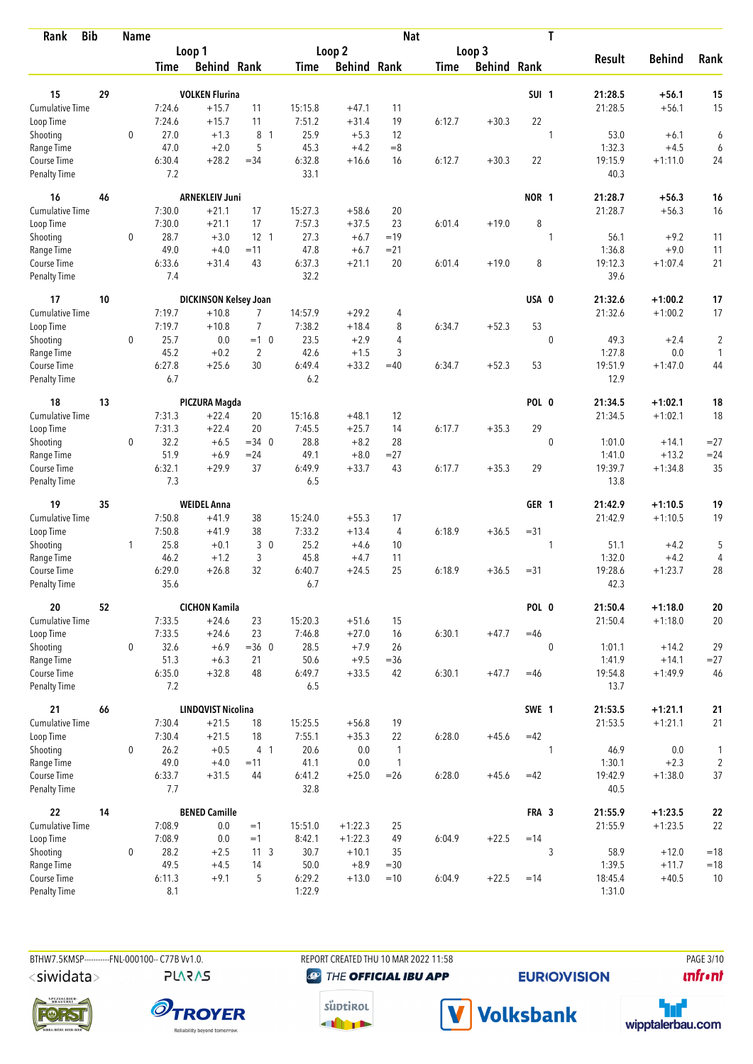| Rank | Bib | Name | | Loop 1 Time | Loop 1 Behind | Loop 1 Rank | | Loop 2 Time | Loop 2 Behind | Loop 2 Rank | Loop 3 Time | Loop 3 Behind | Loop 3 Rank | Nat | T | Result | Behind | Rank |
|---|---|---|---|---|---|---|---|---|---|---|---|---|---|---|---|---|---|---|
| 15 | 29 | VOLKEN Flurina | | | | | | | | | | | | SUI | 1 | 21:28.5 | +56.1 | 15 |
| Cumulative Time | | | | 7:24.6 | +15.7 | 11 | | 15:15.8 | +47.1 | 11 | | | | | | 21:28.5 | +56.1 | 15 |
| Loop Time | | | | 7:24.6 | +15.7 | 11 | | 7:51.2 | +31.4 | 19 | 6:12.7 | +30.3 | 22 | | | | | |
| Shooting | | | 0 | 27.0 | +1.3 | 8 | 1 | 25.9 | +5.3 | 12 | | | | | 1 | 53.0 | +6.1 | 6 |
| Range Time | | | | 47.0 | +2.0 | 5 | | 45.3 | +4.2 | =8 | | | | | | 1:32.3 | +4.5 | 6 |
| Course Time | | | | 6:30.4 | +28.2 | =34 | | 6:32.8 | +16.6 | 16 | 6:12.7 | +30.3 | 22 | | | 19:15.9 | +1:11.0 | 24 |
| Penalty Time | | | | 7.2 | | | | 33.1 | | | | | | | | 40.3 | | |
| 16 | 46 | ARNEKLEIV Juni | | | | | | | | | | | | NOR | 1 | 21:28.7 | +56.3 | 16 |
| Cumulative Time | | | | 7:30.0 | +21.1 | 17 | | 15:27.3 | +58.6 | 20 | | | | | | 21:28.7 | +56.3 | 16 |
| Loop Time | | | | 7:30.0 | +21.1 | 17 | | 7:57.3 | +37.5 | 23 | 6:01.4 | +19.0 | 8 | | | | | |
| Shooting | | | 0 | 28.7 | +3.0 | 12 | 1 | 27.3 | +6.7 | =19 | | | | | 1 | 56.1 | +9.2 | 11 |
| Range Time | | | | 49.0 | +4.0 | =11 | | 47.8 | +6.7 | =21 | | | | | | 1:36.8 | +9.0 | 11 |
| Course Time | | | | 6:33.6 | +31.4 | 43 | | 6:37.3 | +21.1 | 20 | 6:01.4 | +19.0 | 8 | | | 19:12.3 | +1:07.4 | 21 |
| Penalty Time | | | | 7.4 | | | | 32.2 | | | | | | | | 39.6 | | |
| 17 | 10 | DICKINSON Kelsey Joan | | | | | | | | | | | | USA | 0 | 21:32.6 | +1:00.2 | 17 |
| Cumulative Time | | | | 7:19.7 | +10.8 | 7 | | 14:57.9 | +29.2 | 4 | | | | | | 21:32.6 | +1:00.2 | 17 |
| Loop Time | | | | 7:19.7 | +10.8 | 7 | | 7:38.2 | +18.4 | 8 | 6:34.7 | +52.3 | 53 | | | | | |
| Shooting | | | 0 | 25.7 | 0.0 | =1 | 0 | 23.5 | +2.9 | 4 | | | | | 0 | 49.3 | +2.4 | 2 |
| Range Time | | | | 45.2 | +0.2 | 2 | | 42.6 | +1.5 | 3 | | | | | | 1:27.8 | 0.0 | 1 |
| Course Time | | | | 6:27.8 | +25.6 | 30 | | 6:49.4 | +33.2 | =40 | 6:34.7 | +52.3 | 53 | | | 19:51.9 | +1:47.0 | 44 |
| Penalty Time | | | | 6.7 | | | | 6.2 | | | | | | | | 12.9 | | |
| 18 | 13 | PICZURA Magda | | | | | | | | | | | | POL | 0 | 21:34.5 | +1:02.1 | 18 |
| Cumulative Time | | | | 7:31.3 | +22.4 | 20 | | 15:16.8 | +48.1 | 12 | | | | | | 21:34.5 | +1:02.1 | 18 |
| Loop Time | | | | 7:31.3 | +22.4 | 20 | | 7:45.5 | +25.7 | 14 | 6:17.7 | +35.3 | 29 | | | | | |
| Shooting | | | 0 | 32.2 | +6.5 | =34 | 0 | 28.8 | +8.2 | 28 | | | | | 0 | 1:01.0 | +14.1 | =27 |
| Range Time | | | | 51.9 | +6.9 | =24 | | 49.1 | +8.0 | =27 | | | | | | 1:41.0 | +13.2 | =24 |
| Course Time | | | | 6:32.1 | +29.9 | 37 | | 6:49.9 | +33.7 | 43 | 6:17.7 | +35.3 | 29 | | | 19:39.7 | +1:34.8 | 35 |
| Penalty Time | | | | 7.3 | | | | 6.5 | | | | | | | | 13.8 | | |
| 19 | 35 | WEIDEL Anna | | | | | | | | | | | | GER | 1 | 21:42.9 | +1:10.5 | 19 |
| Cumulative Time | | | | 7:50.8 | +41.9 | 38 | | 15:24.0 | +55.3 | 17 | | | | | | 21:42.9 | +1:10.5 | 19 |
| Loop Time | | | | 7:50.8 | +41.9 | 38 | | 7:33.2 | +13.4 | 4 | 6:18.9 | +36.5 | =31 | | | | | |
| Shooting | | | 1 | 25.8 | +0.1 | 3 | 0 | 25.2 | +4.6 | 10 | | | | | 1 | 51.1 | +4.2 | 5 |
| Range Time | | | | 46.2 | +1.2 | 3 | | 45.8 | +4.7 | 11 | | | | | | 1:32.0 | +4.2 | 4 |
| Course Time | | | | 6:29.0 | +26.8 | 32 | | 6:40.7 | +24.5 | 25 | 6:18.9 | +36.5 | =31 | | | 19:28.6 | +1:23.7 | 28 |
| Penalty Time | | | | 35.6 | | | | 6.7 | | | | | | | | 42.3 | | |
| 20 | 52 | CICHON Kamila | | | | | | | | | | | | POL | 0 | 21:50.4 | +1:18.0 | 20 |
| Cumulative Time | | | | 7:33.5 | +24.6 | 23 | | 15:20.3 | +51.6 | 15 | | | | | | 21:50.4 | +1:18.0 | 20 |
| Loop Time | | | | 7:33.5 | +24.6 | 23 | | 7:46.8 | +27.0 | 16 | 6:30.1 | +47.7 | =46 | | | | | |
| Shooting | | | 0 | 32.6 | +6.9 | =36 | 0 | 28.5 | +7.9 | 26 | | | | | 0 | 1:01.1 | +14.2 | 29 |
| Range Time | | | | 51.3 | +6.3 | 21 | | 50.6 | +9.5 | =36 | | | | | | 1:41.9 | +14.1 | =27 |
| Course Time | | | | 6:35.0 | +32.8 | 48 | | 6:49.7 | +33.5 | 42 | 6:30.1 | +47.7 | =46 | | | 19:54.8 | +1:49.9 | 46 |
| Penalty Time | | | | 7.2 | | | | 6.5 | | | | | | | | 13.7 | | |
| 21 | 66 | LINDQVIST Nicolina | | | | | | | | | | | | SWE | 1 | 21:53.5 | +1:21.1 | 21 |
| Cumulative Time | | | | 7:30.4 | +21.5 | 18 | | 15:25.5 | +56.8 | 19 | | | | | | 21:53.5 | +1:21.1 | 21 |
| Loop Time | | | | 7:30.4 | +21.5 | 18 | | 7:55.1 | +35.3 | 22 | 6:28.0 | +45.6 | =42 | | | | | |
| Shooting | | | 0 | 26.2 | +0.5 | 4 | 1 | 20.6 | 0.0 | 1 | | | | | 1 | 46.9 | 0.0 | 1 |
| Range Time | | | | 49.0 | +4.0 | =11 | | 41.1 | 0.0 | 1 | | | | | | 1:30.1 | +2.3 | 2 |
| Course Time | | | | 6:33.7 | +31.5 | 44 | | 6:41.2 | +25.0 | =26 | 6:28.0 | +45.6 | =42 | | | 19:42.9 | +1:38.0 | 37 |
| Penalty Time | | | | 7.7 | | | | 32.8 | | | | | | | | 40.5 | | |
| 22 | 14 | BENED Camille | | | | | | | | | | | | FRA | 3 | 21:55.9 | +1:23.5 | 22 |
| Cumulative Time | | | | 7:08.9 | 0.0 | =1 | | 15:51.0 | +1:22.3 | 25 | | | | | | 21:55.9 | +1:23.5 | 22 |
| Loop Time | | | | 7:08.9 | 0.0 | =1 | | 8:42.1 | +1:22.3 | 49 | 6:04.9 | +22.5 | =14 | | | | | |
| Shooting | | | 0 | 28.2 | +2.5 | 11 | 3 | 30.7 | +10.1 | 35 | | | | | 3 | 58.9 | +12.0 | =18 |
| Range Time | | | | 49.5 | +4.5 | 14 | | 50.0 | +8.9 | =30 | | | | | | 1:39.5 | +11.7 | =18 |
| Course Time | | | | 6:11.3 | +9.1 | 5 | | 6:29.2 | +13.0 | =10 | 6:04.9 | +22.5 | =14 | | | 18:45.4 | +40.5 | 10 |
| Penalty Time | | | | 8.1 | | | | 1:22.9 | | | | | | | | 1:31.0 | | |

BTHW7.5KMSP----------FNL-000100-- C77B Vv1.0. REPORT CREATED THU 10 MAR 2022 11:58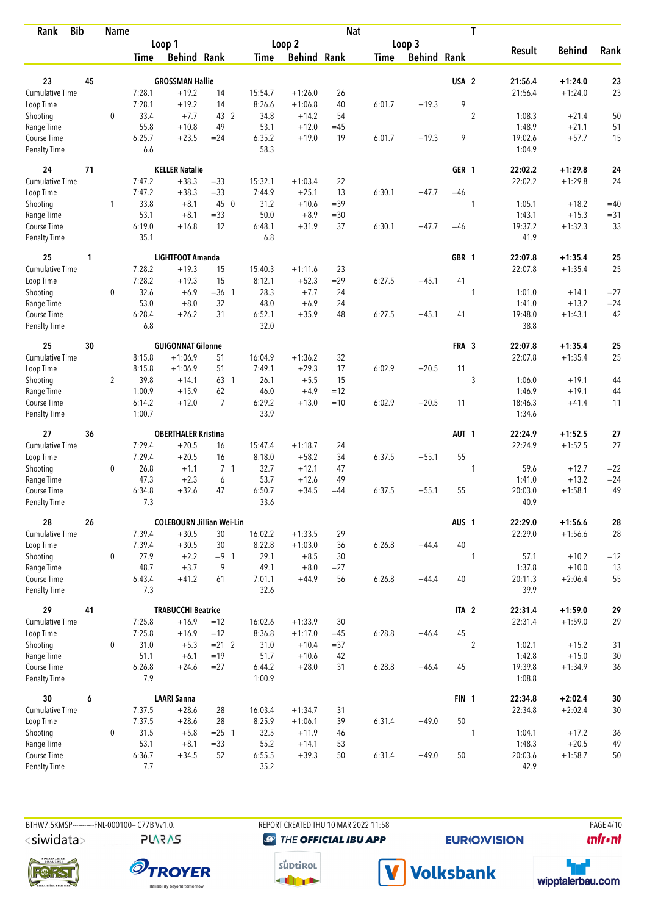| Rank | Bib | Name | | | | | | | Nat | | | T | | | |
|---|---|---|---|---|---|---|---|---|---|---|---|---|---|---|---|
| | | | Loop 1 | | | Loop 2 | | | Loop 3 | | | | Result | Behind | Rank |
| | | | Time | Behind | Rank | Time | Behind | Rank | Time | Behind | Rank | | | | |
| **23** | **45** | **GROSSMAN Hallie** | | | | | | | | | | **USA 2** | **21:56.4** | **+1:24.0** | **23** |
| Cumulative Time | | | 7:28.1 | +19.2 | 14 | 15:54.7 | +1:26.0 | 26 | | | | | 21:56.4 | +1:24.0 | 23 |
| Loop Time | | | 7:28.1 | +19.2 | 14 | 8:26.6 | +1:06.8 | 40 | 6:01.7 | +19.3 | 9 | | | | |
| Shooting | | 0 | 33.4 | +7.7 | 43 2 | 34.8 | +14.2 | 54 | | | | 2 | 1:08.3 | +21.4 | 50 |
| Range Time | | | 55.8 | +10.8 | 49 | 53.1 | +12.0 | =45 | | | | | 1:48.9 | +21.1 | 51 |
| Course Time | | | 6:25.7 | +23.5 | =24 | 6:35.2 | +19.0 | 19 | 6:01.7 | +19.3 | 9 | | 19:02.6 | +57.7 | 15 |
| Penalty Time | | | 6.6 | | | 58.3 | | | | | | | 1:04.9 | | |
| **24** | **71** | **KELLER Natalie** | | | | | | | | | | **GER 1** | **22:02.2** | **+1:29.8** | **24** |
| Cumulative Time | | | 7:47.2 | +38.3 | =33 | 15:32.1 | +1:03.4 | 22 | | | | | 22:02.2 | +1:29.8 | 24 |
| Loop Time | | | 7:47.2 | +38.3 | =33 | 7:44.9 | +25.1 | 13 | 6:30.1 | +47.7 | =46 | | | | |
| Shooting | | 1 | 33.8 | +8.1 | 45 0 | 31.2 | +10.6 | =39 | | | | 1 | 1:05.1 | +18.2 | =40 |
| Range Time | | | 53.1 | +8.1 | =33 | 50.0 | +8.9 | =30 | | | | | 1:43.1 | +15.3 | =31 |
| Course Time | | | 6:19.0 | +16.8 | 12 | 6:48.1 | +31.9 | 37 | 6:30.1 | +47.7 | =46 | | 19:37.2 | +1:32.3 | 33 |
| Penalty Time | | | 35.1 | | | 6.8 | | | | | | | 41.9 | | |
| **25** | **1** | **LIGHTFOOT Amanda** | | | | | | | | | | **GBR 1** | **22:07.8** | **+1:35.4** | **25** |
| Cumulative Time | | | 7:28.2 | +19.3 | 15 | 15:40.3 | +1:11.6 | 23 | | | | | 22:07.8 | +1:35.4 | 25 |
| Loop Time | | | 7:28.2 | +19.3 | 15 | 8:12.1 | +52.3 | =29 | 6:27.5 | +45.1 | 41 | | | | |
| Shooting | | 0 | 32.6 | +6.9 | =36 1 | 28.3 | +7.7 | 24 | | | | 1 | 1:01.0 | +14.1 | =27 |
| Range Time | | | 53.0 | +8.0 | 32 | 48.0 | +6.9 | 24 | | | | | 1:41.0 | +13.2 | =24 |
| Course Time | | | 6:28.4 | +26.2 | 31 | 6:52.1 | +35.9 | 48 | 6:27.5 | +45.1 | 41 | | 19:48.0 | +1:43.1 | 42 |
| Penalty Time | | | 6.8 | | | 32.0 | | | | | | | 38.8 | | |
| **25** | **30** | **GUIGONNAT Gilonne** | | | | | | | | | | **FRA 3** | **22:07.8** | **+1:35.4** | **25** |
| Cumulative Time | | | 8:15.8 | +1:06.9 | 51 | 16:04.9 | +1:36.2 | 32 | | | | | 22:07.8 | +1:35.4 | 25 |
| Loop Time | | | 8:15.8 | +1:06.9 | 51 | 7:49.1 | +29.3 | 17 | 6:02.9 | +20.5 | 11 | | | | |
| Shooting | | 2 | 39.8 | +14.1 | 63 1 | 26.1 | +5.5 | 15 | | | | 3 | 1:06.0 | +19.1 | 44 |
| Range Time | | | 1:00.9 | +15.9 | 62 | 46.0 | +4.9 | =12 | | | | | 1:46.9 | +19.1 | 44 |
| Course Time | | | 6:14.2 | +12.0 | 7 | 6:29.2 | +13.0 | =10 | 6:02.9 | +20.5 | 11 | | 18:46.3 | +41.4 | 11 |
| Penalty Time | | | 1:00.7 | | | 33.9 | | | | | | | 1:34.6 | | |
| **27** | **36** | **OBERTHALER Kristina** | | | | | | | | | | **AUT 1** | **22:24.9** | **+1:52.5** | **27** |
| Cumulative Time | | | 7:29.4 | +20.5 | 16 | 15:47.4 | +1:18.7 | 24 | | | | | 22:24.9 | +1:52.5 | 27 |
| Loop Time | | | 7:29.4 | +20.5 | 16 | 8:18.0 | +58.2 | 34 | 6:37.5 | +55.1 | 55 | | | | |
| Shooting | | 0 | 26.8 | +1.1 | 7 1 | 32.7 | +12.1 | 47 | | | | 1 | 59.6 | +12.7 | =22 |
| Range Time | | | 47.3 | +2.3 | 6 | 53.7 | +12.6 | 49 | | | | | 1:41.0 | +13.2 | =24 |
| Course Time | | | 6:34.8 | +32.6 | 47 | 6:50.7 | +34.5 | =44 | 6:37.5 | +55.1 | 55 | | 20:03.0 | +1:58.1 | 49 |
| Penalty Time | | | 7.3 | | | 33.6 | | | | | | | 40.9 | | |
| **28** | **26** | **COLEBOURN Jillian Wei-Lin** | | | | | | | | | | **AUS 1** | **22:29.0** | **+1:56.6** | **28** |
| Cumulative Time | | | 7:39.4 | +30.5 | 30 | 16:02.2 | +1:33.5 | 29 | | | | | 22:29.0 | +1:56.6 | 28 |
| Loop Time | | | 7:39.4 | +30.5 | 30 | 8:22.8 | +1:03.0 | 36 | 6:26.8 | +44.4 | 40 | | | | |
| Shooting | | 0 | 27.9 | +2.2 | =9 1 | 29.1 | +8.5 | 30 | | | | 1 | 57.1 | +10.2 | =12 |
| Range Time | | | 48.7 | +3.7 | 9 | 49.1 | +8.0 | =27 | | | | | 1:37.8 | +10.0 | 13 |
| Course Time | | | 6:43.4 | +41.2 | 61 | 7:01.1 | +44.9 | 56 | 6:26.8 | +44.4 | 40 | | 20:11.3 | +2:06.4 | 55 |
| Penalty Time | | | 7.3 | | | 32.6 | | | | | | | 39.9 | | |
| **29** | **41** | **TRABUCCHI Beatrice** | | | | | | | | | | **ITA 2** | **22:31.4** | **+1:59.0** | **29** |
| Cumulative Time | | | 7:25.8 | +16.9 | =12 | 16:02.6 | +1:33.9 | 30 | | | | | 22:31.4 | +1:59.0 | 29 |
| Loop Time | | | 7:25.8 | +16.9 | =12 | 8:36.8 | +1:17.0 | =45 | 6:28.8 | +46.4 | 45 | | | | |
| Shooting | | 0 | 31.0 | +5.3 | =21 2 | 31.0 | +10.4 | =37 | | | | 2 | 1:02.1 | +15.2 | 31 |
| Range Time | | | 51.1 | +6.1 | =19 | 51.7 | +10.6 | 42 | | | | | 1:42.8 | +15.0 | 30 |
| Course Time | | | 6:26.8 | +24.6 | =27 | 6:44.2 | +28.0 | 31 | 6:28.8 | +46.4 | 45 | | 19:39.8 | +1:34.9 | 36 |
| Penalty Time | | | 7.9 | | | 1:00.9 | | | | | | | 1:08.8 | | |
| **30** | **6** | **LAARI Sanna** | | | | | | | | | | **FIN 1** | **22:34.8** | **+2:02.4** | **30** |
| Cumulative Time | | | 7:37.5 | +28.6 | 28 | 16:03.4 | +1:34.7 | 31 | | | | | 22:34.8 | +2:02.4 | 30 |
| Loop Time | | | 7:37.5 | +28.6 | 28 | 8:25.9 | +1:06.1 | 39 | 6:31.4 | +49.0 | 50 | | | | |
| Shooting | | 0 | 31.5 | +5.8 | =25 1 | 32.5 | +11.9 | 46 | | | | 1 | 1:04.1 | +17.2 | 36 |
| Range Time | | | 53.1 | +8.1 | =33 | 55.2 | +14.1 | 53 | | | | | 1:48.3 | +20.5 | 49 |
| Course Time | | | 6:36.7 | +34.5 | 52 | 6:55.5 | +39.3 | 50 | 6:31.4 | +49.0 | 50 | | 20:03.6 | +1:58.7 | 50 |
| Penalty Time | | | 7.7 | | | 35.2 | | | | | | | 42.9 | | |

BTHW7.5KMSP-----------FNL-000100-- C77B Vv1.0. REPORT CREATED THU 10 MAR 2022 11:58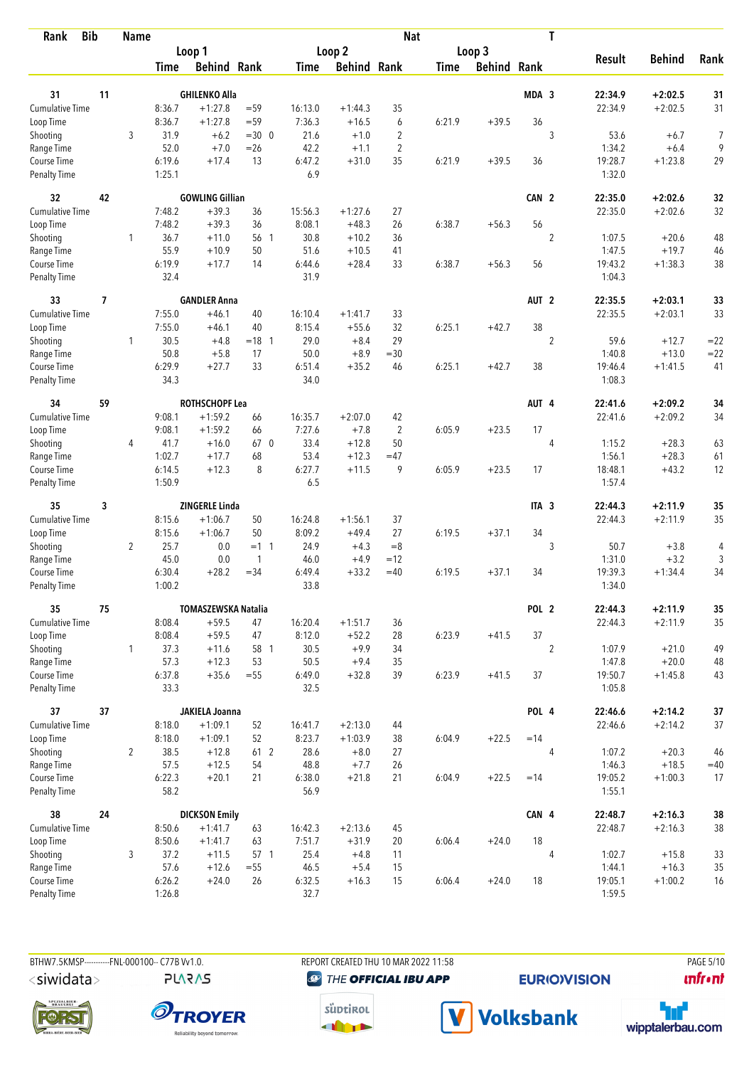| Rank | Bib | Name | | | | | | | | Nat | | T | | | |
|---|---|---|---|---|---|---|---|---|---|---|---|---|---|---|---|
| | | | Loop 1 | | | Loop 2 | | | Loop 3 | | | | Result | Behind | Rank |
| | | | Time | Behind | Rank | Time | Behind | Rank | Time | Behind | Rank | | | | |
| 31 | 11 | GHILENKO Alla | | | | | | | | | MDA | 3 | 22:34.9 | +2:02.5 | 31 |
| Cumulative Time | | | 8:36.7 | +1:27.8 | =59 | 16:13.0 | +1:44.3 | 35 | | | | | 22:34.9 | +2:02.5 | 31 |
| Loop Time | | | 8:36.7 | +1:27.8 | =59 | 7:36.3 | +16.5 | 6 | 6:21.9 | +39.5 | 36 | | | | |
| Shooting | | 3 | 31.9 | +6.2 | =30 0 | 21.6 | +1.0 | 2 | | | | 3 | 53.6 | +6.7 | 7 |
| Range Time | | | 52.0 | +7.0 | =26 | 42.2 | +1.1 | 2 | | | | | 1:34.2 | +6.4 | 9 |
| Course Time | | | 6:19.6 | +17.4 | 13 | 6:47.2 | +31.0 | 35 | 6:21.9 | +39.5 | 36 | | 19:28.7 | +1:23.8 | 29 |
| Penalty Time | | | 1:25.1 | | | 6.9 | | | | | | | 1:32.0 | | |
| 32 | 42 | GOWLING Gillian | | | | | | | | | CAN | 2 | 22:35.0 | +2:02.6 | 32 |
| Cumulative Time | | | 7:48.2 | +39.3 | 36 | 15:56.3 | +1:27.6 | 27 | | | | | 22:35.0 | +2:02.6 | 32 |
| Loop Time | | | 7:48.2 | +39.3 | 36 | 8:08.1 | +48.3 | 26 | 6:38.7 | +56.3 | 56 | | | | |
| Shooting | | 1 | 36.7 | +11.0 | 56 1 | 30.8 | +10.2 | 36 | | | | 2 | 1:07.5 | +20.6 | 48 |
| Range Time | | | 55.9 | +10.9 | 50 | 51.6 | +10.5 | 41 | | | | | 1:47.5 | +19.7 | 46 |
| Course Time | | | 6:19.9 | +17.7 | 14 | 6:44.6 | +28.4 | 33 | 6:38.7 | +56.3 | 56 | | 19:43.2 | +1:38.3 | 38 |
| Penalty Time | | | 32.4 | | | 31.9 | | | | | | | 1:04.3 | | |
| 33 | 7 | GANDLER Anna | | | | | | | | | AUT | 2 | 22:35.5 | +2:03.1 | 33 |
| Cumulative Time | | | 7:55.0 | +46.1 | 40 | 16:10.4 | +1:41.7 | 33 | | | | | 22:35.5 | +2:03.1 | 33 |
| Loop Time | | | 7:55.0 | +46.1 | 40 | 8:15.4 | +55.6 | 32 | 6:25.1 | +42.7 | 38 | | | | |
| Shooting | | 1 | 30.5 | +4.8 | =18 1 | 29.0 | +8.4 | 29 | | | | 2 | 59.6 | +12.7 | =22 |
| Range Time | | | 50.8 | +5.8 | 17 | 50.0 | +8.9 | =30 | | | | | 1:40.8 | +13.0 | =22 |
| Course Time | | | 6:29.9 | +27.7 | 33 | 6:51.4 | +35.2 | 46 | 6:25.1 | +42.7 | 38 | | 19:46.4 | +1:41.5 | 41 |
| Penalty Time | | | 34.3 | | | 34.0 | | | | | | | 1:08.3 | | |
| 34 | 59 | ROTHSCHOPF Lea | | | | | | | | | AUT | 4 | 22:41.6 | +2:09.2 | 34 |
| Cumulative Time | | | 9:08.1 | +1:59.2 | 66 | 16:35.7 | +2:07.0 | 42 | | | | | 22:41.6 | +2:09.2 | 34 |
| Loop Time | | | 9:08.1 | +1:59.2 | 66 | 7:27.6 | +7.8 | 2 | 6:05.9 | +23.5 | 17 | | | | |
| Shooting | | 4 | 41.7 | +16.0 | 67 0 | 33.4 | +12.8 | 50 | | | | 4 | 1:15.2 | +28.3 | 63 |
| Range Time | | | 1:02.7 | +17.7 | 68 | 53.4 | +12.3 | =47 | | | | | 1:56.1 | +28.3 | 61 |
| Course Time | | | 6:14.5 | +12.3 | 8 | 6:27.7 | +11.5 | 9 | 6:05.9 | +23.5 | 17 | | 18:48.1 | +43.2 | 12 |
| Penalty Time | | | 1:50.9 | | | 6.5 | | | | | | | 1:57.4 | | |
| 35 | 3 | ZINGERLE Linda | | | | | | | | | ITA | 3 | 22:44.3 | +2:11.9 | 35 |
| Cumulative Time | | | 8:15.6 | +1:06.7 | 50 | 16:24.8 | +1:56.1 | 37 | | | | | 22:44.3 | +2:11.9 | 35 |
| Loop Time | | | 8:15.6 | +1:06.7 | 50 | 8:09.2 | +49.4 | 27 | 6:19.5 | +37.1 | 34 | | | | |
| Shooting | | 2 | 25.7 | 0.0 | =1 1 | 24.9 | +4.3 | =8 | | | | 3 | 50.7 | +3.8 | 4 |
| Range Time | | | 45.0 | 0.0 | 1 | 46.0 | +4.9 | =12 | | | | | 1:31.0 | +3.2 | 3 |
| Course Time | | | 6:30.4 | +28.2 | =34 | 6:49.4 | +33.2 | =40 | 6:19.5 | +37.1 | 34 | | 19:39.3 | +1:34.4 | 34 |
| Penalty Time | | | 1:00.2 | | | 33.8 | | | | | | | 1:34.0 | | |
| 35 | 75 | TOMASZEWSKA Natalia | | | | | | | | | POL | 2 | 22:44.3 | +2:11.9 | 35 |
| Cumulative Time | | | 8:08.4 | +59.5 | 47 | 16:20.4 | +1:51.7 | 36 | | | | | 22:44.3 | +2:11.9 | 35 |
| Loop Time | | | 8:08.4 | +59.5 | 47 | 8:12.0 | +52.2 | 28 | 6:23.9 | +41.5 | 37 | | | | |
| Shooting | | 1 | 37.3 | +11.6 | 58 1 | 30.5 | +9.9 | 34 | | | | 2 | 1:07.9 | +21.0 | 49 |
| Range Time | | | 57.3 | +12.3 | 53 | 50.5 | +9.4 | 35 | | | | | 1:47.8 | +20.0 | 48 |
| Course Time | | | 6:37.8 | +35.6 | =55 | 6:49.0 | +32.8 | 39 | 6:23.9 | +41.5 | 37 | | 19:50.7 | +1:45.8 | 43 |
| Penalty Time | | | 33.3 | | | 32.5 | | | | | | | 1:05.8 | | |
| 37 | 37 | JAKIELA Joanna | | | | | | | | | POL | 4 | 22:46.6 | +2:14.2 | 37 |
| Cumulative Time | | | 8:18.0 | +1:09.1 | 52 | 16:41.7 | +2:13.0 | 44 | | | | | 22:46.6 | +2:14.2 | 37 |
| Loop Time | | | 8:18.0 | +1:09.1 | 52 | 8:23.7 | +1:03.9 | 38 | 6:04.9 | +22.5 | =14 | | | | |
| Shooting | | 2 | 38.5 | +12.8 | 61 2 | 28.6 | +8.0 | 27 | | | | 4 | 1:07.2 | +20.3 | 46 |
| Range Time | | | 57.5 | +12.5 | 54 | 48.8 | +7.7 | 26 | | | | | 1:46.3 | +18.5 | =40 |
| Course Time | | | 6:22.3 | +20.1 | 21 | 6:38.0 | +21.8 | 21 | 6:04.9 | +22.5 | =14 | | 19:05.2 | +1:00.3 | 17 |
| Penalty Time | | | 58.2 | | | 56.9 | | | | | | | 1:55.1 | | |
| 38 | 24 | DICKSON Emily | | | | | | | | | CAN | 4 | 22:48.7 | +2:16.3 | 38 |
| Cumulative Time | | | 8:50.6 | +1:41.7 | 63 | 16:42.3 | +2:13.6 | 45 | | | | | 22:48.7 | +2:16.3 | 38 |
| Loop Time | | | 8:50.6 | +1:41.7 | 63 | 7:51.7 | +31.9 | 20 | 6:06.4 | +24.0 | 18 | | | | |
| Shooting | | 3 | 37.2 | +11.5 | 57 1 | 25.4 | +4.8 | 11 | | | | 4 | 1:02.7 | +15.8 | 33 |
| Range Time | | | 57.6 | +12.6 | =55 | 46.5 | +5.4 | 15 | | | | | 1:44.1 | +16.3 | 35 |
| Course Time | | | 6:26.2 | +24.0 | 26 | 6:32.5 | +16.3 | 15 | 6:06.4 | +24.0 | 18 | | 19:05.1 | +1:00.2 | 16 |
| Penalty Time | | | 1:26.8 | | | 32.7 | | | | | | | 1:59.5 | | |

BTHW7.5KMSP----------FNL-000100-- C77B Vv1.0. REPORT CREATED THU 10 MAR 2022 11:58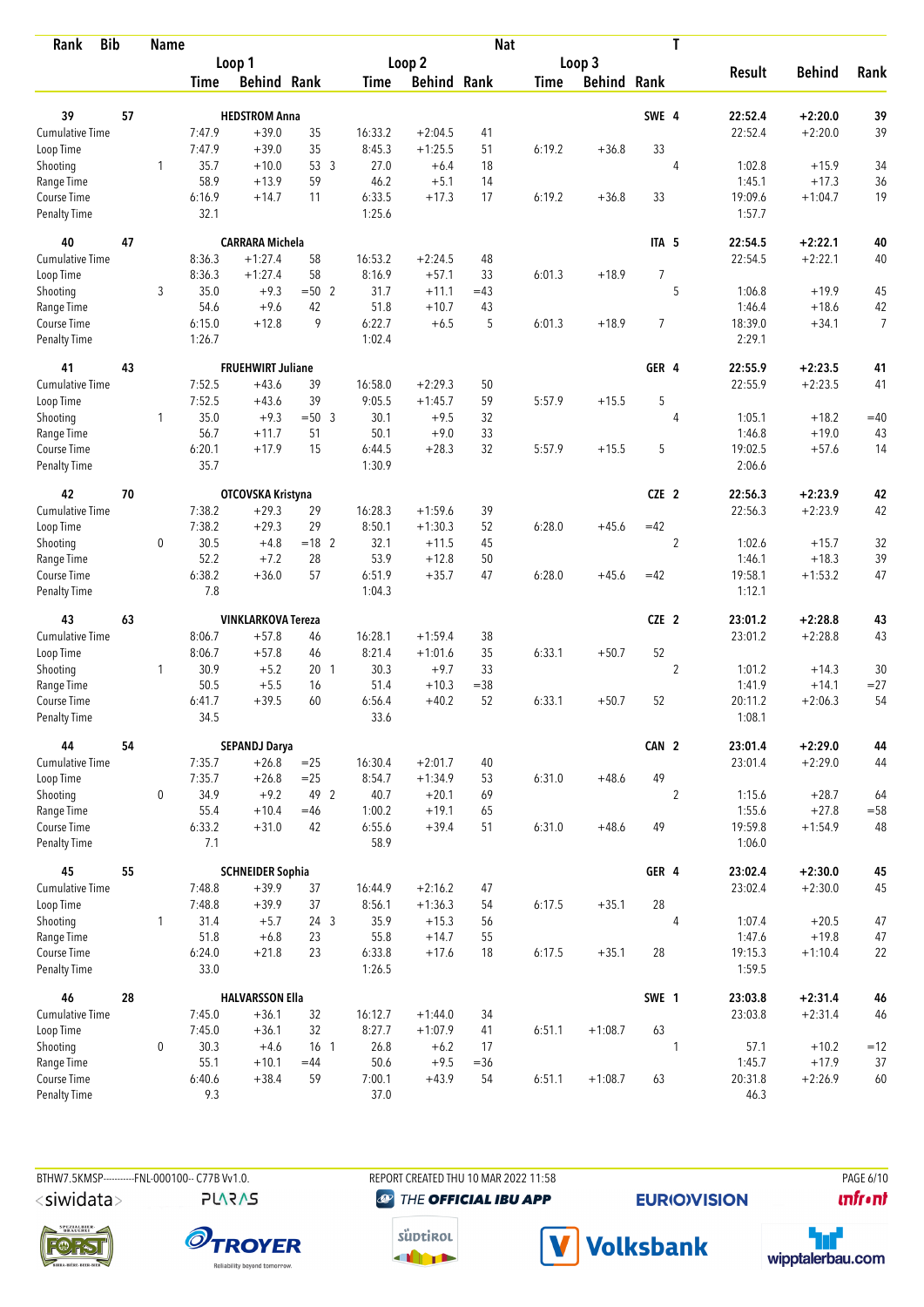| Rank | Bib | Name | | | | | | | Nat | | | | T | | | |
|---|---|---|---|---|---|---|---|---|---|---|---|---|---|---|---|---|
| | | | Loop 1 | | | Loop 2 | | | Loop 3 | | | | | | | |
| | | | Time | Behind | Rank | Time | Behind | Rank | Time | Behind | Rank | | | Result | Behind | Rank |
| 39 | 57 | HEDSTROM Anna | | | | | | | | | | SWE | 4 | 22:52.4 | +2:20.0 | 39 |
| Cumulative Time | | | 7:47.9 | +39.0 | 35 | 16:33.2 | +2:04.5 | 41 | | | | | | 22:52.4 | +2:20.0 | 39 |
| Loop Time | | | 7:47.9 | +39.0 | 35 | 8:45.3 | +1:25.5 | 51 | 6:19.2 | +36.8 | 33 | | | | | |
| Shooting | | 1 | 35.7 | +10.0 | 53 3 | 27.0 | +6.4 | 18 | | | | | 4 | 1:02.8 | +15.9 | 34 |
| Range Time | | | 58.9 | +13.9 | 59 | 46.2 | +5.1 | 14 | | | | | | 1:45.1 | +17.3 | 36 |
| Course Time | | | 6:16.9 | +14.7 | 11 | 6:33.5 | +17.3 | 17 | 6:19.2 | +36.8 | 33 | | | 19:09.6 | +1:04.7 | 19 |
| Penalty Time | | | 32.1 | | | 1:25.6 | | | | | | | | 1:57.7 | | |
| 40 | 47 | CARRARA Michela | | | | | | | | | | ITA | 5 | 22:54.5 | +2:22.1 | 40 |
| Cumulative Time | | | 8:36.3 | +1:27.4 | 58 | 16:53.2 | +2:24.5 | 48 | | | | | | 22:54.5 | +2:22.1 | 40 |
| Loop Time | | | 8:36.3 | +1:27.4 | 58 | 8:16.9 | +57.1 | 33 | 6:01.3 | +18.9 | 7 | | | | | |
| Shooting | | 3 | 35.0 | +9.3 | =50 2 | 31.7 | +11.1 | =43 | | | | | 5 | 1:06.8 | +19.9 | 45 |
| Range Time | | | 54.6 | +9.6 | 42 | 51.8 | +10.7 | 43 | | | | | | 1:46.4 | +18.6 | 42 |
| Course Time | | | 6:15.0 | +12.8 | 9 | 6:22.7 | +6.5 | 5 | 6:01.3 | +18.9 | 7 | | | 18:39.0 | +34.1 | 7 |
| Penalty Time | | | 1:26.7 | | | 1:02.4 | | | | | | | | 2:29.1 | | |
| 41 | 43 | FRUEHWIRT Juliane | | | | | | | | | | GER | 4 | 22:55.9 | +2:23.5 | 41 |
| Cumulative Time | | | 7:52.5 | +43.6 | 39 | 16:58.0 | +2:29.3 | 50 | | | | | | 22:55.9 | +2:23.5 | 41 |
| Loop Time | | | 7:52.5 | +43.6 | 39 | 9:05.5 | +1:45.7 | 59 | 5:57.9 | +15.5 | 5 | | | | | |
| Shooting | | 1 | 35.0 | +9.3 | =50 3 | 30.1 | +9.5 | 32 | | | | | 4 | 1:05.1 | +18.2 | =40 |
| Range Time | | | 56.7 | +11.7 | 51 | 50.1 | +9.0 | 33 | | | | | | 1:46.8 | +19.0 | 43 |
| Course Time | | | 6:20.1 | +17.9 | 15 | 6:44.5 | +28.3 | 32 | 5:57.9 | +15.5 | 5 | | | 19:02.5 | +57.6 | 14 |
| Penalty Time | | | 35.7 | | | 1:30.9 | | | | | | | | 2:06.6 | | |
| 42 | 70 | OTCOVSKA Kristyna | | | | | | | | | | CZE | 2 | 22:56.3 | +2:23.9 | 42 |
| Cumulative Time | | | 7:38.2 | +29.3 | 29 | 16:28.3 | +1:59.6 | 39 | | | | | | 22:56.3 | +2:23.9 | 42 |
| Loop Time | | | 7:38.2 | +29.3 | 29 | 8:50.1 | +1:30.3 | 52 | 6:28.0 | +45.6 | =42 | | | | | |
| Shooting | | 0 | 30.5 | +4.8 | =18 2 | 32.1 | +11.5 | 45 | | | | | 2 | 1:02.6 | +15.7 | 32 |
| Range Time | | | 52.2 | +7.2 | 28 | 53.9 | +12.8 | 50 | | | | | | 1:46.1 | +18.3 | 39 |
| Course Time | | | 6:38.2 | +36.0 | 57 | 6:51.9 | +35.7 | 47 | 6:28.0 | +45.6 | =42 | | | 19:58.1 | +1:53.2 | 47 |
| Penalty Time | | | 7.8 | | | 1:04.3 | | | | | | | | 1:12.1 | | |
| 43 | 63 | VINKLARKOVA Tereza | | | | | | | | | | CZE | 2 | 23:01.2 | +2:28.8 | 43 |
| Cumulative Time | | | 8:06.7 | +57.8 | 46 | 16:28.1 | +1:59.4 | 38 | | | | | | 23:01.2 | +2:28.8 | 43 |
| Loop Time | | | 8:06.7 | +57.8 | 46 | 8:21.4 | +1:01.6 | 35 | 6:33.1 | +50.7 | 52 | | | | | |
| Shooting | | 1 | 30.9 | +5.2 | 20 1 | 30.3 | +9.7 | 33 | | | | | 2 | 1:01.2 | +14.3 | 30 |
| Range Time | | | 50.5 | +5.5 | 16 | 51.4 | +10.3 | =38 | | | | | | 1:41.9 | +14.1 | =27 |
| Course Time | | | 6:41.7 | +39.5 | 60 | 6:56.4 | +40.2 | 52 | 6:33.1 | +50.7 | 52 | | | 20:11.2 | +2:06.3 | 54 |
| Penalty Time | | | 34.5 | | | 33.6 | | | | | | | | 1:08.1 | | |
| 44 | 54 | SEPANDJ Darya | | | | | | | | | | CAN | 2 | 23:01.4 | +2:29.0 | 44 |
| Cumulative Time | | | 7:35.7 | +26.8 | =25 | 16:30.4 | +2:01.7 | 40 | | | | | | 23:01.4 | +2:29.0 | 44 |
| Loop Time | | | 7:35.7 | +26.8 | =25 | 8:54.7 | +1:34.9 | 53 | 6:31.0 | +48.6 | 49 | | | | | |
| Shooting | | 0 | 34.9 | +9.2 | 49 2 | 40.7 | +20.1 | 69 | | | | | 2 | 1:15.6 | +28.7 | 64 |
| Range Time | | | 55.4 | +10.4 | =46 | 1:00.2 | +19.1 | 65 | | | | | | 1:55.6 | +27.8 | =58 |
| Course Time | | | 6:33.2 | +31.0 | 42 | 6:55.6 | +39.4 | 51 | 6:31.0 | +48.6 | 49 | | | 19:59.8 | +1:54.9 | 48 |
| Penalty Time | | | 7.1 | | | 58.9 | | | | | | | | 1:06.0 | | |
| 45 | 55 | SCHNEIDER Sophia | | | | | | | | | | GER | 4 | 23:02.4 | +2:30.0 | 45 |
| Cumulative Time | | | 7:48.8 | +39.9 | 37 | 16:44.9 | +2:16.2 | 47 | | | | | | 23:02.4 | +2:30.0 | 45 |
| Loop Time | | | 7:48.8 | +39.9 | 37 | 8:56.1 | +1:36.3 | 54 | 6:17.5 | +35.1 | 28 | | | | | |
| Shooting | | 1 | 31.4 | +5.7 | 24 3 | 35.9 | +15.3 | 56 | | | | | 4 | 1:07.4 | +20.5 | 47 |
| Range Time | | | 51.8 | +6.8 | 23 | 55.8 | +14.7 | 55 | | | | | | 1:47.6 | +19.8 | 47 |
| Course Time | | | 6:24.0 | +21.8 | 23 | 6:33.8 | +17.6 | 18 | 6:17.5 | +35.1 | 28 | | | 19:15.3 | +1:10.4 | 22 |
| Penalty Time | | | 33.0 | | | 1:26.5 | | | | | | | | 1:59.5 | | |
| 46 | 28 | HALVARSSON Ella | | | | | | | | | | SWE | 1 | 23:03.8 | +2:31.4 | 46 |
| Cumulative Time | | | 7:45.0 | +36.1 | 32 | 16:12.7 | +1:44.0 | 34 | | | | | | 23:03.8 | +2:31.4 | 46 |
| Loop Time | | | 7:45.0 | +36.1 | 32 | 8:27.7 | +1:07.9 | 41 | 6:51.1 | +1:08.7 | 63 | | | | | |
| Shooting | | 0 | 30.3 | +4.6 | 16 1 | 26.8 | +6.2 | 17 | | | | | 1 | 57.1 | +10.2 | =12 |
| Range Time | | | 55.1 | +10.1 | =44 | 50.6 | +9.5 | =36 | | | | | | 1:45.7 | +17.9 | 37 |
| Course Time | | | 6:40.6 | +38.4 | 59 | 7:00.1 | +43.9 | 54 | 6:51.1 | +1:08.7 | 63 | | | 20:31.8 | +2:26.9 | 60 |
| Penalty Time | | | 9.3 | | | 37.0 | | | | | | | | 46.3 | | |

BTHW7.5KMSP-----------FNL-000100-- C77B Vv1.0. REPORT CREATED THU 10 MAR 2022 11:58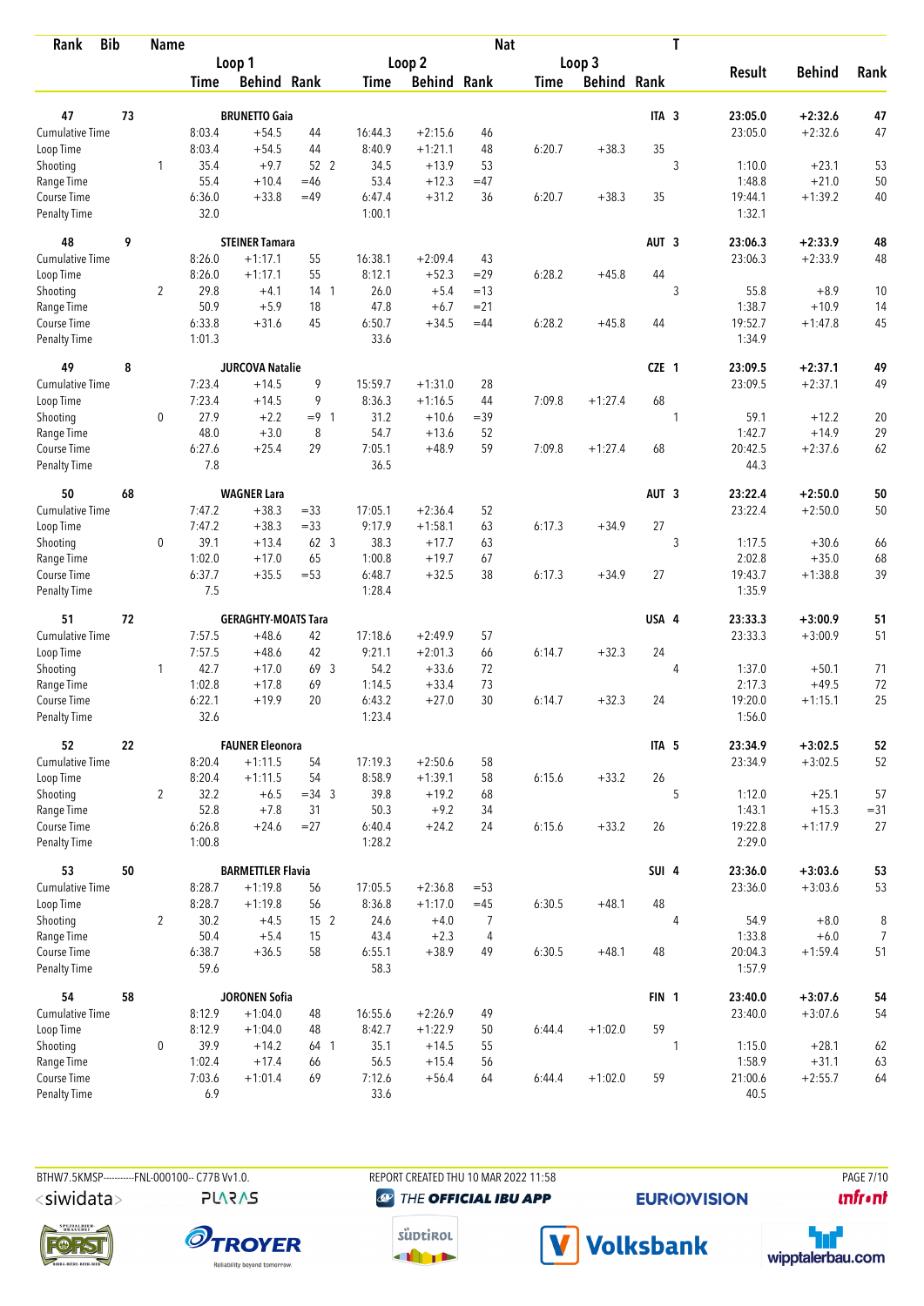| Rank | Bib | | Name | | | | | | Nat | | | | T | | | |
|---|---|---|---|---|---|---|---|---|---|---|---|---|---|---|---|---|
| | | | Loop 1 | | | Loop 2 | | | Loop 3 | | | | | Result | Behind | Rank |
| | | | Time | Behind | Rank | Time | Behind | Rank | Time | Behind | Rank | | | | | |
| 47 | 73 | | BRUNETTO Gaia | | | | | | | | | ITA | 3 | 23:05.0 | +2:32.6 | 47 |
| Cumulative Time | | | 8:03.4 | +54.5 | 44 | 16:44.3 | +2:15.6 | 46 | | | | | | 23:05.0 | +2:32.6 | 47 |
| Loop Time | | | 8:03.4 | +54.5 | 44 | 8:40.9 | +1:21.1 | 48 | 6:20.7 | +38.3 | 35 | | | | | |
| Shooting | | 1 | 35.4 | +9.7 | 52 2 | 34.5 | +13.9 | 53 | | | | | 3 | 1:10.0 | +23.1 | 53 |
| Range Time | | | 55.4 | +10.4 | =46 | 53.4 | +12.3 | =47 | | | | | | 1:48.8 | +21.0 | 50 |
| Course Time | | | 6:36.0 | +33.8 | =49 | 6:47.4 | +31.2 | 36 | 6:20.7 | +38.3 | 35 | | | 19:44.1 | +1:39.2 | 40 |
| Penalty Time | | | 32.0 | | | 1:00.1 | | | | | | | | 1:32.1 | | |
| 48 | 9 | | STEINER Tamara | | | | | | | | | AUT | 3 | 23:06.3 | +2:33.9 | 48 |
| Cumulative Time | | | 8:26.0 | +1:17.1 | 55 | 16:38.1 | +2:09.4 | 43 | | | | | | 23:06.3 | +2:33.9 | 48 |
| Loop Time | | | 8:26.0 | +1:17.1 | 55 | 8:12.1 | +52.3 | =29 | 6:28.2 | +45.8 | 44 | | | | | |
| Shooting | | 2 | 29.8 | +4.1 | 14 1 | 26.0 | +5.4 | =13 | | | | | 3 | 55.8 | +8.9 | 10 |
| Range Time | | | 50.9 | +5.9 | 18 | 47.8 | +6.7 | =21 | | | | | | 1:38.7 | +10.9 | 14 |
| Course Time | | | 6:33.8 | +31.6 | 45 | 6:50.7 | +34.5 | =44 | 6:28.2 | +45.8 | 44 | | | 19:52.7 | +1:47.8 | 45 |
| Penalty Time | | | 1:01.3 | | | 33.6 | | | | | | | | 1:34.9 | | |
| 49 | 8 | | JURCOVA Natalie | | | | | | | | | CZE | 1 | 23:09.5 | +2:37.1 | 49 |
| Cumulative Time | | | 7:23.4 | +14.5 | 9 | 15:59.7 | +1:31.0 | 28 | | | | | | 23:09.5 | +2:37.1 | 49 |
| Loop Time | | | 7:23.4 | +14.5 | 9 | 8:36.3 | +1:16.5 | 44 | 7:09.8 | +1:27.4 | 68 | | | | | |
| Shooting | | 0 | 27.9 | +2.2 | =9 1 | 31.2 | +10.6 | =39 | | | | | 1 | 59.1 | +12.2 | 20 |
| Range Time | | | 48.0 | +3.0 | 8 | 54.7 | +13.6 | 52 | | | | | | 1:42.7 | +14.9 | 29 |
| Course Time | | | 6:27.6 | +25.4 | 29 | 7:05.1 | +48.9 | 59 | 7:09.8 | +1:27.4 | 68 | | | 20:42.5 | +2:37.6 | 62 |
| Penalty Time | | | 7.8 | | | 36.5 | | | | | | | | 44.3 | | |
| 50 | 68 | | WAGNER Lara | | | | | | | | | AUT | 3 | 23:22.4 | +2:50.0 | 50 |
| Cumulative Time | | | 7:47.2 | +38.3 | =33 | 17:05.1 | +2:36.4 | 52 | | | | | | 23:22.4 | +2:50.0 | 50 |
| Loop Time | | | 7:47.2 | +38.3 | =33 | 9:17.9 | +1:58.1 | 63 | 6:17.3 | +34.9 | 27 | | | | | |
| Shooting | | 0 | 39.1 | +13.4 | 62 3 | 38.3 | +17.7 | 63 | | | | | 3 | 1:17.5 | +30.6 | 66 |
| Range Time | | | 1:02.0 | +17.0 | 65 | 1:00.8 | +19.7 | 67 | | | | | | 2:02.8 | +35.0 | 68 |
| Course Time | | | 6:37.7 | +35.5 | =53 | 6:48.7 | +32.5 | 38 | 6:17.3 | +34.9 | 27 | | | 19:43.7 | +1:38.8 | 39 |
| Penalty Time | | | 7.5 | | | 1:28.4 | | | | | | | | 1:35.9 | | |
| 51 | 72 | | GERAGHTY-MOATS Tara | | | | | | | | | USA | 4 | 23:33.3 | +3:00.9 | 51 |
| Cumulative Time | | | 7:57.5 | +48.6 | 42 | 17:18.6 | +2:49.9 | 57 | | | | | | 23:33.3 | +3:00.9 | 51 |
| Loop Time | | | 7:57.5 | +48.6 | 42 | 9:21.1 | +2:01.3 | 66 | 6:14.7 | +32.3 | 24 | | | | | |
| Shooting | | 1 | 42.7 | +17.0 | 69 3 | 54.2 | +33.6 | 72 | | | | | 4 | 1:37.0 | +50.1 | 71 |
| Range Time | | | 1:02.8 | +17.8 | 69 | 1:14.5 | +33.4 | 73 | | | | | | 2:17.3 | +49.5 | 72 |
| Course Time | | | 6:22.1 | +19.9 | 20 | 6:43.2 | +27.0 | 30 | 6:14.7 | +32.3 | 24 | | | 19:20.0 | +1:15.1 | 25 |
| Penalty Time | | | 32.6 | | | 1:23.4 | | | | | | | | 1:56.0 | | |
| 52 | 22 | | FAUNER Eleonora | | | | | | | | | ITA | 5 | 23:34.9 | +3:02.5 | 52 |
| Cumulative Time | | | 8:20.4 | +1:11.5 | 54 | 17:19.3 | +2:50.6 | 58 | | | | | | 23:34.9 | +3:02.5 | 52 |
| Loop Time | | | 8:20.4 | +1:11.5 | 54 | 8:58.9 | +1:39.1 | 58 | 6:15.6 | +33.2 | 26 | | | | | |
| Shooting | | 2 | 32.2 | +6.5 | =34 3 | 39.8 | +19.2 | 68 | | | | | 5 | 1:12.0 | +25.1 | 57 |
| Range Time | | | 52.8 | +7.8 | 31 | 50.3 | +9.2 | 34 | | | | | | 1:43.1 | +15.3 | =31 |
| Course Time | | | 6:26.8 | +24.6 | =27 | 6:40.4 | +24.2 | 24 | 6:15.6 | +33.2 | 26 | | | 19:22.8 | +1:17.9 | 27 |
| Penalty Time | | | 1:00.8 | | | 1:28.2 | | | | | | | | 2:29.0 | | |
| 53 | 50 | | BARMETTLER Flavia | | | | | | | | | SUI | 4 | 23:36.0 | +3:03.6 | 53 |
| Cumulative Time | | | 8:28.7 | +1:19.8 | 56 | 17:05.5 | +2:36.8 | =53 | | | | | | 23:36.0 | +3:03.6 | 53 |
| Loop Time | | | 8:28.7 | +1:19.8 | 56 | 8:36.8 | +1:17.0 | =45 | 6:30.5 | +48.1 | 48 | | | | | |
| Shooting | | 2 | 30.2 | +4.5 | 15 2 | 24.6 | +4.0 | 7 | | | | | 4 | 54.9 | +8.0 | 8 |
| Range Time | | | 50.4 | +5.4 | 15 | 43.4 | +2.3 | 4 | | | | | | 1:33.8 | +6.0 | 7 |
| Course Time | | | 6:38.7 | +36.5 | 58 | 6:55.1 | +38.9 | 49 | 6:30.5 | +48.1 | 48 | | | 20:04.3 | +1:59.4 | 51 |
| Penalty Time | | | 59.6 | | | 58.3 | | | | | | | | 1:57.9 | | |
| 54 | 58 | | JORONEN Sofia | | | | | | | | | FIN | 1 | 23:40.0 | +3:07.6 | 54 |
| Cumulative Time | | | 8:12.9 | +1:04.0 | 48 | 16:55.6 | +2:26.9 | 49 | | | | | | 23:40.0 | +3:07.6 | 54 |
| Loop Time | | | 8:12.9 | +1:04.0 | 48 | 8:42.7 | +1:22.9 | 50 | 6:44.4 | +1:02.0 | 59 | | | | | |
| Shooting | | 0 | 39.9 | +14.2 | 64 1 | 35.1 | +14.5 | 55 | | | | | 1 | 1:15.0 | +28.1 | 62 |
| Range Time | | | 1:02.4 | +17.4 | 66 | 56.5 | +15.4 | 56 | | | | | | 1:58.9 | +31.1 | 63 |
| Course Time | | | 7:03.6 | +1:01.4 | 69 | 7:12.6 | +56.4 | 64 | 6:44.4 | +1:02.0 | 59 | | | 21:00.6 | +2:55.7 | 64 |
| Penalty Time | | | 6.9 | | | 33.6 | | | | | | | | 40.5 | | |

BTHW7.5KMSP-----------FNL-000100-- C77B Vv1.0. REPORT CREATED THU 10 MAR 2022 11:58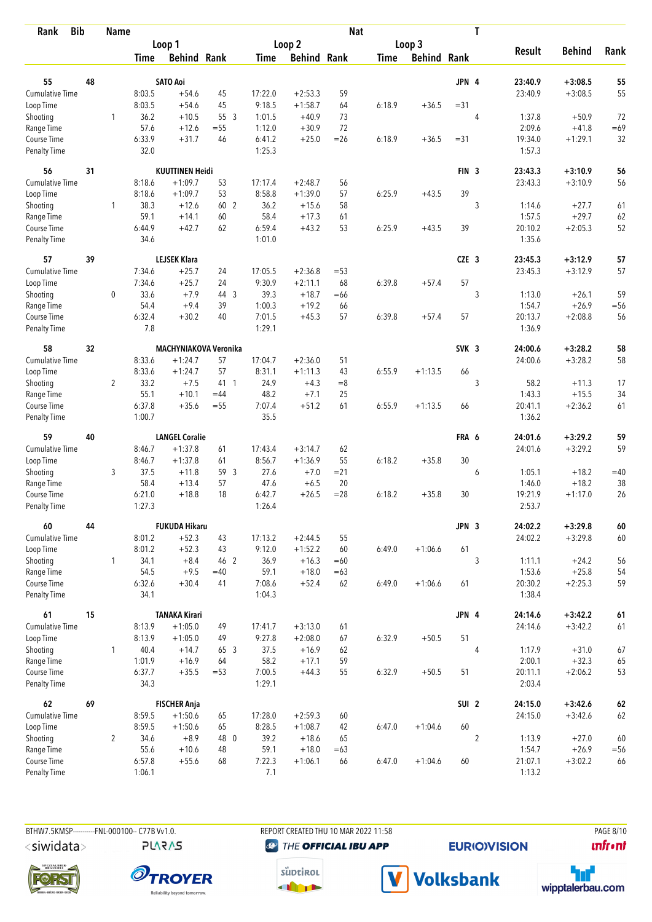| Rank | Bib | | Name | | | | | | Nat | | | | T | | | |
|---|---|---|---|---|---|---|---|---|---|---|---|---|---|---|---|---|
| | | | Loop 1 | | | Loop 2 | | | Loop 3 | | | | | | | |
| | | | Time | Behind | Rank | Time | Behind | Rank | Time | Behind | Rank | | | Result | Behind | Rank |
| **55** | **48** | | **SATO Aoi** | | | | | | | | | **JPN** | **4** | **23:40.9** | **+3:08.5** | **55** |
| Cumulative Time | | | 8:03.5 | +54.6 | 45 | 17:22.0 | +2:53.3 | 59 | | | | | | 23:40.9 | +3:08.5 | 55 |
| Loop Time | | | 8:03.5 | +54.6 | 45 | 9:18.5 | +1:58.7 | 64 | 6:18.9 | +36.5 | =31 | | | | | |
| Shooting | | 1 | 36.2 | +10.5 | 55 3 | 1:01.5 | +40.9 | 73 | | | | | 4 | 1:37.8 | +50.9 | 72 |
| Range Time | | | 57.6 | +12.6 | =55 | 1:12.0 | +30.9 | 72 | | | | | | 2:09.6 | +41.8 | =69 |
| Course Time | | | 6:33.9 | +31.7 | 46 | 6:41.2 | +25.0 | =26 | 6:18.9 | +36.5 | =31 | | | 19:34.0 | +1:29.1 | 32 |
| Penalty Time | | | 32.0 | | | 1:25.3 | | | | | | | | 1:57.3 | | |
| **56** | **31** | | **KUUTTINEN Heidi** | | | | | | | | | **FIN** | **3** | **23:43.3** | **+3:10.9** | **56** |
| Cumulative Time | | | 8:18.6 | +1:09.7 | 53 | 17:17.4 | +2:48.7 | 56 | | | | | | 23:43.3 | +3:10.9 | 56 |
| Loop Time | | | 8:18.6 | +1:09.7 | 53 | 8:58.8 | +1:39.0 | 57 | 6:25.9 | +43.5 | 39 | | | | | |
| Shooting | | 1 | 38.3 | +12.6 | 60 2 | 36.2 | +15.6 | 58 | | | | | 3 | 1:14.6 | +27.7 | 61 |
| Range Time | | | 59.1 | +14.1 | 60 | 58.4 | +17.3 | 61 | | | | | | 1:57.5 | +29.7 | 62 |
| Course Time | | | 6:44.9 | +42.7 | 62 | 6:59.4 | +43.2 | 53 | 6:25.9 | +43.5 | 39 | | | 20:10.2 | +2:05.3 | 52 |
| Penalty Time | | | 34.6 | | | 1:01.0 | | | | | | | | 1:35.6 | | |
| **57** | **39** | | **LEJSEK Klara** | | | | | | | | | **CZE** | **3** | **23:45.3** | **+3:12.9** | **57** |
| Cumulative Time | | | 7:34.6 | +25.7 | 24 | 17:05.5 | +2:36.8 | =53 | | | | | | 23:45.3 | +3:12.9 | 57 |
| Loop Time | | | 7:34.6 | +25.7 | 24 | 9:30.9 | +2:11.1 | 68 | 6:39.8 | +57.4 | 57 | | | | | |
| Shooting | | 0 | 33.6 | +7.9 | 44 3 | 39.3 | +18.7 | =66 | | | | | 3 | 1:13.0 | +26.1 | 59 |
| Range Time | | | 54.4 | +9.4 | 39 | 1:00.3 | +19.2 | 66 | | | | | | 1:54.7 | +26.9 | =56 |
| Course Time | | | 6:32.4 | +30.2 | 40 | 7:01.5 | +45.3 | 57 | 6:39.8 | +57.4 | 57 | | | 20:13.7 | +2:08.8 | 56 |
| Penalty Time | | | 7.8 | | | 1:29.1 | | | | | | | | 1:36.9 | | |
| **58** | **32** | | **MACHYNIAKOVA Veronika** | | | | | | | | | **SVK** | **3** | **24:00.6** | **+3:28.2** | **58** |
| Cumulative Time | | | 8:33.6 | +1:24.7 | 57 | 17:04.7 | +2:36.0 | 51 | | | | | | 24:00.6 | +3:28.2 | 58 |
| Loop Time | | | 8:33.6 | +1:24.7 | 57 | 8:31.1 | +1:11.3 | 43 | 6:55.9 | +1:13.5 | 66 | | | | | |
| Shooting | | 2 | 33.2 | +7.5 | 41 1 | 24.9 | +4.3 | =8 | | | | | 3 | 58.2 | +11.3 | 17 |
| Range Time | | | 55.1 | +10.1 | =44 | 48.2 | +7.1 | 25 | | | | | | 1:43.3 | +15.5 | 34 |
| Course Time | | | 6:37.8 | +35.6 | =55 | 7:07.4 | +51.2 | 61 | 6:55.9 | +1:13.5 | 66 | | | 20:41.1 | +2:36.2 | 61 |
| Penalty Time | | | 1:00.7 | | | 35.5 | | | | | | | | 1:36.2 | | |
| **59** | **40** | | **LANGEL Coralie** | | | | | | | | | **FRA** | **6** | **24:01.6** | **+3:29.2** | **59** |
| Cumulative Time | | | 8:46.7 | +1:37.8 | 61 | 17:43.4 | +3:14.7 | 62 | | | | | | 24:01.6 | +3:29.2 | 59 |
| Loop Time | | | 8:46.7 | +1:37.8 | 61 | 8:56.7 | +1:36.9 | 55 | 6:18.2 | +35.8 | 30 | | | | | |
| Shooting | | 3 | 37.5 | +11.8 | 59 3 | 27.6 | +7.0 | =21 | | | | | 6 | 1:05.1 | +18.2 | =40 |
| Range Time | | | 58.4 | +13.4 | 57 | 47.6 | +6.5 | 20 | | | | | | 1:46.0 | +18.2 | 38 |
| Course Time | | | 6:21.0 | +18.8 | 18 | 6:42.7 | +26.5 | =28 | 6:18.2 | +35.8 | 30 | | | 19:21.9 | +1:17.0 | 26 |
| Penalty Time | | | 1:27.3 | | | 1:26.4 | | | | | | | | 2:53.7 | | |
| **60** | **44** | | **FUKUDA Hikaru** | | | | | | | | | **JPN** | **3** | **24:02.2** | **+3:29.8** | **60** |
| Cumulative Time | | | 8:01.2 | +52.3 | 43 | 17:13.2 | +2:44.5 | 55 | | | | | | 24:02.2 | +3:29.8 | 60 |
| Loop Time | | | 8:01.2 | +52.3 | 43 | 9:12.0 | +1:52.2 | 60 | 6:49.0 | +1:06.6 | 61 | | | | | |
| Shooting | | 1 | 34.1 | +8.4 | 46 2 | 36.9 | +16.3 | =60 | | | | | 3 | 1:11.1 | +24.2 | 56 |
| Range Time | | | 54.5 | +9.5 | =40 | 59.1 | +18.0 | =63 | | | | | | 1:53.6 | +25.8 | 54 |
| Course Time | | | 6:32.6 | +30.4 | 41 | 7:08.6 | +52.4 | 62 | 6:49.0 | +1:06.6 | 61 | | | 20:30.2 | +2:25.3 | 59 |
| Penalty Time | | | 34.1 | | | 1:04.3 | | | | | | | | 1:38.4 | | |
| **61** | **15** | | **TANAKA Kirari** | | | | | | | | | **JPN** | **4** | **24:14.6** | **+3:42.2** | **61** |
| Cumulative Time | | | 8:13.9 | +1:05.0 | 49 | 17:41.7 | +3:13.0 | 61 | | | | | | 24:14.6 | +3:42.2 | 61 |
| Loop Time | | | 8:13.9 | +1:05.0 | 49 | 9:27.8 | +2:08.0 | 67 | 6:32.9 | +50.5 | 51 | | | | | |
| Shooting | | 1 | 40.4 | +14.7 | 65 3 | 37.5 | +16.9 | 62 | | | | | 4 | 1:17.9 | +31.0 | 67 |
| Range Time | | | 1:01.9 | +16.9 | 64 | 58.2 | +17.1 | 59 | | | | | | 2:00.1 | +32.3 | 65 |
| Course Time | | | 6:37.7 | +35.5 | =53 | 7:00.5 | +44.3 | 55 | 6:32.9 | +50.5 | 51 | | | 20:11.1 | +2:06.2 | 53 |
| Penalty Time | | | 34.3 | | | 1:29.1 | | | | | | | | 2:03.4 | | |
| **62** | **69** | | **FISCHER Anja** | | | | | | | | | **SUI** | **2** | **24:15.0** | **+3:42.6** | **62** |
| Cumulative Time | | | 8:59.5 | +1:50.6 | 65 | 17:28.0 | +2:59.3 | 60 | | | | | | 24:15.0 | +3:42.6 | 62 |
| Loop Time | | | 8:59.5 | +1:50.6 | 65 | 8:28.5 | +1:08.7 | 42 | 6:47.0 | +1:04.6 | 60 | | | | | |
| Shooting | | 2 | 34.6 | +8.9 | 48 0 | 39.2 | +18.6 | 65 | | | | | 2 | 1:13.9 | +27.0 | 60 |
| Range Time | | | 55.6 | +10.6 | 48 | 59.1 | +18.0 | =63 | | | | | | 1:54.7 | +26.9 | =56 |
| Course Time | | | 6:57.8 | +55.6 | 68 | 7:22.3 | +1:06.1 | 66 | 6:47.0 | +1:04.6 | 60 | | | 21:07.1 | +3:02.2 | 66 |
| Penalty Time | | | 1:06.1 | | | 7.1 | | | | | | | | 1:13.2 | | |

BTHW7.5KMSP-----------FNL-000100-- C77B Vv1.0. REPORT CREATED THU 10 MAR 2022 11:58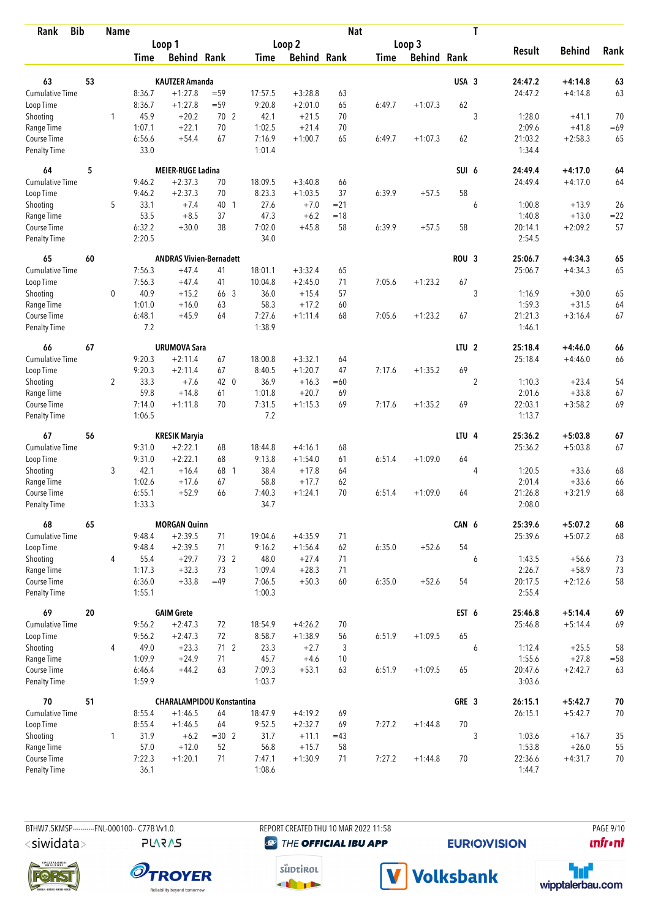| Rank | Bib | Name | | | | | | | Nat | | | | T | | | |
|---|---|---|---|---|---|---|---|---|---|---|---|---|---|---|---|---|
| | | | Loop 1 | | | Loop 2 | | | Loop 3 | | | | | | | |
| | | | Time | Behind | Rank | Time | Behind | Rank | Time | Behind | Rank | | | Result | Behind | Rank |
| 63 | 53 | KAUTZER Amanda | | | | | | | | | | USA | 3 | 24:47.2 | +4:14.8 | 63 |
| Cumulative Time | | | 8:36.7 | +1:27.8 | =59 | 17:57.5 | +3:28.8 | 63 | | | | | | 24:47.2 | +4:14.8 | 63 |
| Loop Time | | | 8:36.7 | +1:27.8 | =59 | 9:20.8 | +2:01.0 | 65 | 6:49.7 | +1:07.3 | 62 | | | | | |
| Shooting | | 1 | 45.9 | +20.2 | 70 2 | 42.1 | +21.5 | 70 | | | | | 3 | 1:28.0 | +41.1 | 70 |
| Range Time | | | 1:07.1 | +22.1 | 70 | 1:02.5 | +21.4 | 70 | | | | | | 2:09.6 | +41.8 | =69 |
| Course Time | | | 6:56.6 | +54.4 | 67 | 7:16.9 | +1:00.7 | 65 | 6:49.7 | +1:07.3 | 62 | | | 21:03.2 | +2:58.3 | 65 |
| Penalty Time | | | 33.0 | | | 1:01.4 | | | | | | | | 1:34.4 | | |
| 64 | 5 | MEIER-RUGE Ladina | | | | | | | | | | SUI | 6 | 24:49.4 | +4:17.0 | 64 |
| Cumulative Time | | | 9:46.2 | +2:37.3 | 70 | 18:09.5 | +3:40.8 | 66 | | | | | | 24:49.4 | +4:17.0 | 64 |
| Loop Time | | | 9:46.2 | +2:37.3 | 70 | 8:23.3 | +1:03.5 | 37 | 6:39.9 | +57.5 | 58 | | | | | |
| Shooting | | 5 | 33.1 | +7.4 | 40 1 | 27.6 | +7.0 | =21 | | | | | 6 | 1:00.8 | +13.9 | 26 |
| Range Time | | | 53.5 | +8.5 | 37 | 47.3 | +6.2 | =18 | | | | | | 1:40.8 | +13.0 | =22 |
| Course Time | | | 6:32.2 | +30.0 | 38 | 7:02.0 | +45.8 | 58 | 6:39.9 | +57.5 | 58 | | | 20:14.1 | +2:09.2 | 57 |
| Penalty Time | | | 2:20.5 | | | 34.0 | | | | | | | | 2:54.5 | | |
| 65 | 60 | ANDRAS Vivien-Bernadett | | | | | | | | | | ROU | 3 | 25:06.7 | +4:34.3 | 65 |
| Cumulative Time | | | 7:56.3 | +47.4 | 41 | 18:01.1 | +3:32.4 | 65 | | | | | | 25:06.7 | +4:34.3 | 65 |
| Loop Time | | | 7:56.3 | +47.4 | 41 | 10:04.8 | +2:45.0 | 71 | 7:05.6 | +1:23.2 | 67 | | | | | |
| Shooting | | 0 | 40.9 | +15.2 | 66 3 | 36.0 | +15.4 | 57 | | | | | 3 | 1:16.9 | +30.0 | 65 |
| Range Time | | | 1:01.0 | +16.0 | 63 | 58.3 | +17.2 | 60 | | | | | | 1:59.3 | +31.5 | 64 |
| Course Time | | | 6:48.1 | +45.9 | 64 | 7:27.6 | +1:11.4 | 68 | 7:05.6 | +1:23.2 | 67 | | | 21:21.3 | +3:16.4 | 67 |
| Penalty Time | | | 7.2 | | | 1:38.9 | | | | | | | | 1:46.1 | | |
| 66 | 67 | URUMOVA Sara | | | | | | | | | | LTU | 2 | 25:18.4 | +4:46.0 | 66 |
| Cumulative Time | | | 9:20.3 | +2:11.4 | 67 | 18:00.8 | +3:32.1 | 64 | | | | | | 25:18.4 | +4:46.0 | 66 |
| Loop Time | | | 9:20.3 | +2:11.4 | 67 | 8:40.5 | +1:20.7 | 47 | 7:17.6 | +1:35.2 | 69 | | | | | |
| Shooting | | 2 | 33.3 | +7.6 | 42 0 | 36.9 | +16.3 | =60 | | | | | 2 | 1:10.3 | +23.4 | 54 |
| Range Time | | | 59.8 | +14.8 | 61 | 1:01.8 | +20.7 | 69 | | | | | | 2:01.6 | +33.8 | 67 |
| Course Time | | | 7:14.0 | +1:11.8 | 70 | 7:31.5 | +1:15.3 | 69 | 7:17.6 | +1:35.2 | 69 | | | 22:03.1 | +3:58.2 | 69 |
| Penalty Time | | | 1:06.5 | | | 7.2 | | | | | | | | 1:13.7 | | |
| 67 | 56 | KRESIK Maryia | | | | | | | | | | LTU | 4 | 25:36.2 | +5:03.8 | 67 |
| Cumulative Time | | | 9:31.0 | +2:22.1 | 68 | 18:44.8 | +4:16.1 | 68 | | | | | | 25:36.2 | +5:03.8 | 67 |
| Loop Time | | | 9:31.0 | +2:22.1 | 68 | 9:13.8 | +1:54.0 | 61 | 6:51.4 | +1:09.0 | 64 | | | | | |
| Shooting | | 3 | 42.1 | +16.4 | 68 1 | 38.4 | +17.8 | 64 | | | | | 4 | 1:20.5 | +33.6 | 68 |
| Range Time | | | 1:02.6 | +17.6 | 67 | 58.8 | +17.7 | 62 | | | | | | 2:01.4 | +33.6 | 66 |
| Course Time | | | 6:55.1 | +52.9 | 66 | 7:40.3 | +1:24.1 | 70 | 6:51.4 | +1:09.0 | 64 | | | 21:26.8 | +3:21.9 | 68 |
| Penalty Time | | | 1:33.3 | | | 34.7 | | | | | | | | 2:08.0 | | |
| 68 | 65 | MORGAN Quinn | | | | | | | | | | CAN | 6 | 25:39.6 | +5:07.2 | 68 |
| Cumulative Time | | | 9:48.4 | +2:39.5 | 71 | 19:04.6 | +4:35.9 | 71 | | | | | | 25:39.6 | +5:07.2 | 68 |
| Loop Time | | | 9:48.4 | +2:39.5 | 71 | 9:16.2 | +1:56.4 | 62 | 6:35.0 | +52.6 | 54 | | | | | |
| Shooting | | 4 | 55.4 | +29.7 | 73 2 | 48.0 | +27.4 | 71 | | | | | 6 | 1:43.5 | +56.6 | 73 |
| Range Time | | | 1:17.3 | +32.3 | 73 | 1:09.4 | +28.3 | 71 | | | | | | 2:26.7 | +58.9 | 73 |
| Course Time | | | 6:36.0 | +33.8 | =49 | 7:06.5 | +50.3 | 60 | 6:35.0 | +52.6 | 54 | | | 20:17.5 | +2:12.6 | 58 |
| Penalty Time | | | 1:55.1 | | | 1:00.3 | | | | | | | | 2:55.4 | | |
| 69 | 20 | GAIM Grete | | | | | | | | | | EST | 6 | 25:46.8 | +5:14.4 | 69 |
| Cumulative Time | | | 9:56.2 | +2:47.3 | 72 | 18:54.9 | +4:26.2 | 70 | | | | | | 25:46.8 | +5:14.4 | 69 |
| Loop Time | | | 9:56.2 | +2:47.3 | 72 | 8:58.7 | +1:38.9 | 56 | 6:51.9 | +1:09.5 | 65 | | | | | |
| Shooting | | 4 | 49.0 | +23.3 | 71 2 | 23.3 | +2.7 | 3 | | | | | 6 | 1:12.4 | +25.5 | 58 |
| Range Time | | | 1:09.9 | +24.9 | 71 | 45.7 | +4.6 | 10 | | | | | | 1:55.6 | +27.8 | =58 |
| Course Time | | | 6:46.4 | +44.2 | 63 | 7:09.3 | +53.1 | 63 | 6:51.9 | +1:09.5 | 65 | | | 20:47.6 | +2:42.7 | 63 |
| Penalty Time | | | 1:59.9 | | | 1:03.7 | | | | | | | | 3:03.6 | | |
| 70 | 51 | CHARALAMPIDOU Konstantina | | | | | | | | | | GRE | 3 | 26:15.1 | +5:42.7 | 70 |
| Cumulative Time | | | 8:55.4 | +1:46.5 | 64 | 18:47.9 | +4:19.2 | 69 | | | | | | 26:15.1 | +5:42.7 | 70 |
| Loop Time | | | 8:55.4 | +1:46.5 | 64 | 9:52.5 | +2:32.7 | 69 | 7:27.2 | +1:44.8 | 70 | | | | | |
| Shooting | | 1 | 31.9 | +6.2 | =30 2 | 31.7 | +11.1 | =43 | | | | | 3 | 1:03.6 | +16.7 | 35 |
| Range Time | | | 57.0 | +12.0 | 52 | 56.8 | +15.7 | 58 | | | | | | 1:53.8 | +26.0 | 55 |
| Course Time | | | 7:22.3 | +1:20.1 | 71 | 7:47.1 | +1:30.9 | 71 | 7:27.2 | +1:44.8 | 70 | | | 22:36.6 | +4:31.7 | 70 |
| Penalty Time | | | 36.1 | | | 1:08.6 | | | | | | | | 1:44.7 | | |

BTHW7.5KMSP-----------FNL-000100-- C77B Vv1.0. REPORT CREATED THU 10 MAR 2022 11:58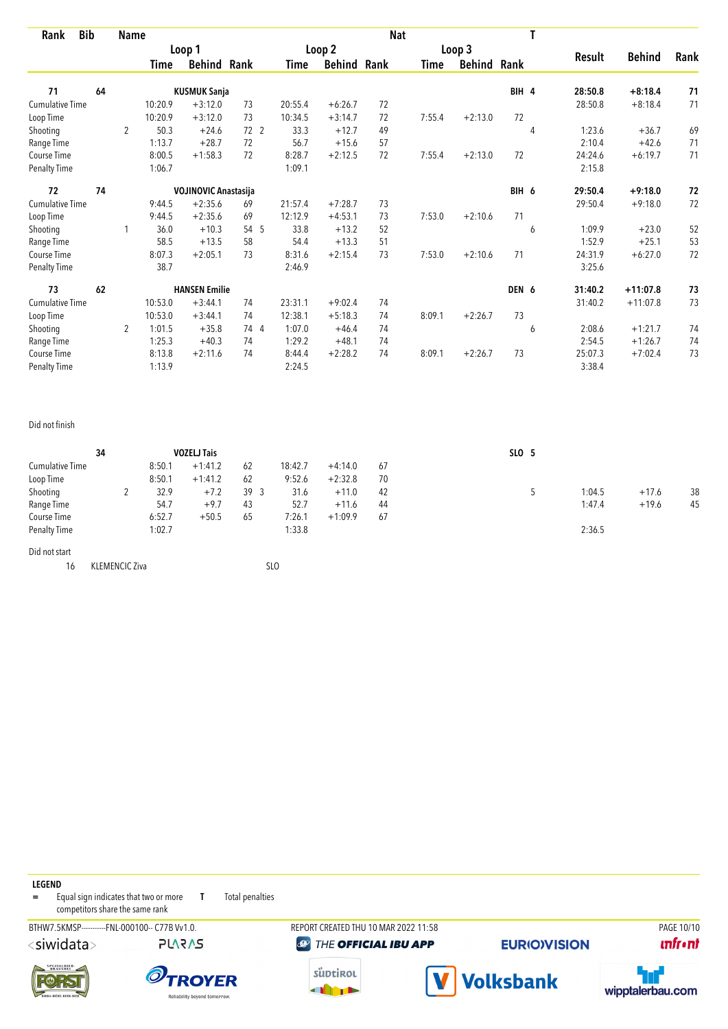| Rank | Bib | | Name | | | | | | | Nat | | | | T | Result | Behind | Rank |
|---|---|---|---|---|---|---|---|---|---|---|---|---|---|---|---|---|---|
| | | | Loop 1 | | | | Loop 2 | | | Loop 3 | | | | | | | |
| | | | Time | Behind | Rank | | Time | Behind | Rank | Time | Behind | Rank | | | | | |
| **71** | **64** | | **KUSMUK Sanja** | | | | | | | | | | **BIH** | **4** | **28:50.8** | **+8:18.4** | **71** |
| Cumulative Time | | | 10:20.9 | +3:12.0 | 73 | | 20:55.4 | +6:26.7 | 72 | | | | | | 28:50.8 | +8:18.4 | 71 |
| Loop Time | | | 10:20.9 | +3:12.0 | 73 | | 10:34.5 | +3:14.7 | 72 | 7:55.4 | +2:13.0 | 72 | | | | | |
| Shooting | | 2 | 50.3 | +24.6 | 72 | 2 | 33.3 | +12.7 | 49 | | | | | 4 | 1:23.6 | +36.7 | 69 |
| Range Time | | | 1:13.7 | +28.7 | 72 | | 56.7 | +15.6 | 57 | | | | | | 2:10.4 | +42.6 | 71 |
| Course Time | | | 8:00.5 | +1:58.3 | 72 | | 8:28.7 | +2:12.5 | 72 | 7:55.4 | +2:13.0 | 72 | | | 24:24.6 | +6:19.7 | 71 |
| Penalty Time | | | 1:06.7 | | | | 1:09.1 | | | | | | | | 2:15.8 | | |
| **72** | **74** | | **VOJINOVIC Anastasija** | | | | | | | | | | **BIH** | **6** | **29:50.4** | **+9:18.0** | **72** |
| Cumulative Time | | | 9:44.5 | +2:35.6 | 69 | | 21:57.4 | +7:28.7 | 73 | | | | | | 29:50.4 | +9:18.0 | 72 |
| Loop Time | | | 9:44.5 | +2:35.6 | 69 | | 12:12.9 | +4:53.1 | 73 | 7:53.0 | +2:10.6 | 71 | | | | | |
| Shooting | | 1 | 36.0 | +10.3 | 54 | 5 | 33.8 | +13.2 | 52 | | | | | 6 | 1:09.9 | +23.0 | 52 |
| Range Time | | | 58.5 | +13.5 | 58 | | 54.4 | +13.3 | 51 | | | | | | 1:52.9 | +25.1 | 53 |
| Course Time | | | 8:07.3 | +2:05.1 | 73 | | 8:31.6 | +2:15.4 | 73 | 7:53.0 | +2:10.6 | 71 | | | 24:31.9 | +6:27.0 | 72 |
| Penalty Time | | | 38.7 | | | | 2:46.9 | | | | | | | | 3:25.6 | | |
| **73** | **62** | | **HANSEN Emilie** | | | | | | | | | | **DEN** | **6** | **31:40.2** | **+11:07.8** | **73** |
| Cumulative Time | | | 10:53.0 | +3:44.1 | 74 | | 23:31.1 | +9:02.4 | 74 | | | | | | 31:40.2 | +11:07.8 | 73 |
| Loop Time | | | 10:53.0 | +3:44.1 | 74 | | 12:38.1 | +5:18.3 | 74 | 8:09.1 | +2:26.7 | 73 | | | | | |
| Shooting | | 2 | 1:01.5 | +35.8 | 74 | 4 | 1:07.0 | +46.4 | 74 | | | | | 6 | 2:08.6 | +1:21.7 | 74 |
| Range Time | | | 1:25.3 | +40.3 | 74 | | 1:29.2 | +48.1 | 74 | | | | | | 2:54.5 | +1:26.7 | 74 |
| Course Time | | | 8:13.8 | +2:11.6 | 74 | | 8:44.4 | +2:28.2 | 74 | 8:09.1 | +2:26.7 | 73 | | | 25:07.3 | +7:02.4 | 73 |
| Penalty Time | | | 1:13.9 | | | | 2:24.5 | | | | | | | | 3:38.4 | | |

Did not finish

| | Bib | | Name | | | | | | | | | | Nat | T | | | |
|---|---|---|---|---|---|---|---|---|---|---|---|---|---|---|---|---|---|
| | **34** | | **VOZELJ Tais** | | | | | | | | | | **SLO** | **5** | | | |
| Cumulative Time | | | 8:50.1 | +1:41.2 | 62 | | 18:42.7 | +4:14.0 | 67 | | | | | | | | |
| Loop Time | | | 8:50.1 | +1:41.2 | 62 | | 9:52.6 | +2:32.8 | 70 | | | | | | | | |
| Shooting | | 2 | 32.9 | +7.2 | 39 | 3 | 31.6 | +11.0 | 42 | | | | | 5 | 1:04.5 | +17.6 | 38 |
| Range Time | | | 54.7 | +9.7 | 43 | | 52.7 | +11.6 | 44 | | | | | | 1:47.4 | +19.6 | 45 |
| Course Time | | | 6:52.7 | +50.5 | 65 | | 7:26.1 | +1:09.9 | 67 | | | | | | | | |
| Penalty Time | | | 1:02.7 | | | | 1:33.8 | | | | | | | | 2:36.5 | | |

Did not start

| Bib | Name | Nat |
|---|---|---|
| 16 | KLEMENCIC Ziva | SLO |

LEGEND

= Equal sign indicates that two or more competitors share the same rank

T Total penalties

BTHW7.5KMSP-----------FNL-000100-- C77B Vv1.0. REPORT CREATED THU 10 MAR 2022 11:58